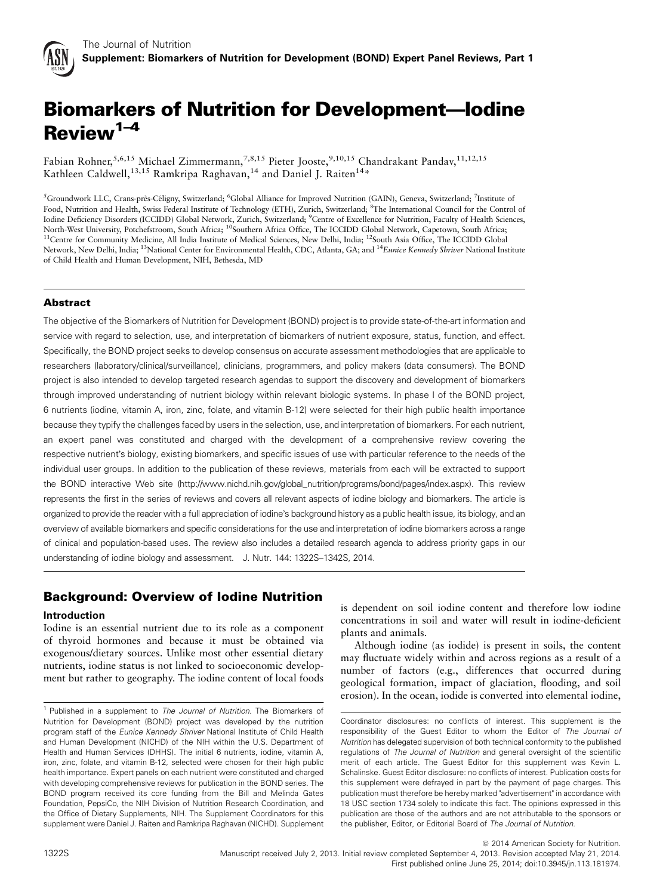The Journal of Nutrition
**Supplement: Biomarkers of Nutrition for Development (BOND) Expert Panel Reviews, Part 1**

# Biomarkers of Nutrition for Development—Iodine Review[1–4]

Fabian Rohner,[5,6,15] Michael Zimmermann,[7,8,15] Pieter Jooste,[9,10,15] Chandrakant Pandav,[11,12,15] Kathleen Caldwell,[13,15] Ramkripa Raghavan,[14] and Daniel J. Raiten[14]*

[5]Groundwork LLC, Crans-près-Céligny, Switzerland; [6]Global Alliance for Improved Nutrition (GAIN), Geneva, Switzerland; [7]Institute of Food, Nutrition and Health, Swiss Federal Institute of Technology (ETH), Zurich, Switzerland; [8]The International Council for the Control of Iodine Deficiency Disorders (ICCIDD) Global Network, Zurich, Switzerland; [9]Centre of Excellence for Nutrition, Faculty of Health Sciences, North-West University, Potchefstroom, South Africa; [10]Southern Africa Office, The ICCIDD Global Network, Capetown, South Africa; [11]Centre for Community Medicine, All India Institute of Medical Sciences, New Delhi, India; [12]South Asia Office, The ICCIDD Global Network, New Delhi, India; [13]National Center for Environmental Health, CDC, Atlanta, GA; and [14]*Eunice Kennedy Shriver* National Institute of Child Health and Human Development, NIH, Bethesda, MD

## Abstract

The objective of the Biomarkers of Nutrition for Development (BOND) project is to provide state-of-the-art information and service with regard to selection, use, and interpretation of biomarkers of nutrient exposure, status, function, and effect. Specifically, the BOND project seeks to develop consensus on accurate assessment methodologies that are applicable to researchers (laboratory/clinical/surveillance), clinicians, programmers, and policy makers (data consumers). The BOND project is also intended to develop targeted research agendas to support the discovery and development of biomarkers through improved understanding of nutrient biology within relevant biologic systems. In phase I of the BOND project, 6 nutrients (iodine, vitamin A, iron, zinc, folate, and vitamin B-12) were selected for their high public health importance because they typify the challenges faced by users in the selection, use, and interpretation of biomarkers. For each nutrient, an expert panel was constituted and charged with the development of a comprehensive review covering the respective nutrient's biology, existing biomarkers, and specific issues of use with particular reference to the needs of the individual user groups. In addition to the publication of these reviews, materials from each will be extracted to support the BOND interactive Web site (http://www.nichd.nih.gov/global_nutrition/programs/bond/pages/index.aspx). This review represents the first in the series of reviews and covers all relevant aspects of iodine biology and biomarkers. The article is organized to provide the reader with a full appreciation of iodine's background history as a public health issue, its biology, and an overview of available biomarkers and specific considerations for the use and interpretation of iodine biomarkers across a range of clinical and population-based uses. The review also includes a detailed research agenda to address priority gaps in our understanding of iodine biology and assessment. J. Nutr. 144: 1322S–1342S, 2014.

## Background: Overview of Iodine Nutrition

### Introduction

Iodine is an essential nutrient due to its role as a component of thyroid hormones and because it must be obtained via exogenous/dietary sources. Unlike most other essential dietary nutrients, iodine status is not linked to socioeconomic development but rather to geography. The iodine content of local foods is dependent on soil iodine content and therefore low iodine concentrations in soil and water will result in iodine-deficient plants and animals.

Although iodine (as iodide) is present in soils, the content may fluctuate widely within and across regions as a result of a number of factors (e.g., differences that occurred during geological formation, impact of glaciation, flooding, and soil erosion). In the ocean, iodide is converted into elemental iodine,

---

[1] Published in a supplement to *The Journal of Nutrition*. The Biomarkers of Nutrition for Development (BOND) project was developed by the nutrition program staff of the *Eunice Kennedy Shriver* National Institute of Child Health and Human Development (NICHD) of the NIH within the U.S. Department of Health and Human Services (DHHS). The initial 6 nutrients, iodine, vitamin A, iron, zinc, folate, and vitamin B-12, selected were chosen for their high public health importance. Expert panels on each nutrient were constituted and charged with developing comprehensive reviews for publication in the BOND series. The BOND program received its core funding from the Bill and Melinda Gates Foundation, PepsiCo, the NIH Division of Nutrition Research Coordination, and the Office of Dietary Supplements, NIH. The Supplement Coordinators for this supplement were Daniel J. Raiten and Ramkripa Raghavan (NICHD). Supplement Coordinator disclosures: no conflicts of interest. This supplement is the responsibility of the Guest Editor to whom the Editor of *The Journal of Nutrition* has delegated supervision of both technical conformity to the published regulations of *The Journal of Nutrition* and general oversight of the scientific merit of each article. The Guest Editor for this supplement was Kevin L. Schalinske. Guest Editor disclosure: no conflicts of interest. Publication costs for this supplement were defrayed in part by the payment of page charges. This publication must therefore be hereby marked "advertisement" in accordance with 18 USC section 1734 solely to indicate this fact. The opinions expressed in this publication are those of the authors and are not attributable to the sponsors or the publisher, Editor, or Editorial Board of *The Journal of Nutrition*.

© 2014 American Society for Nutrition.
Manuscript received July 2, 2013. Initial review completed September 4, 2013. Revision accepted May 21, 2014.
First published online June 25, 2014; doi:10.3945/jn.113.181974.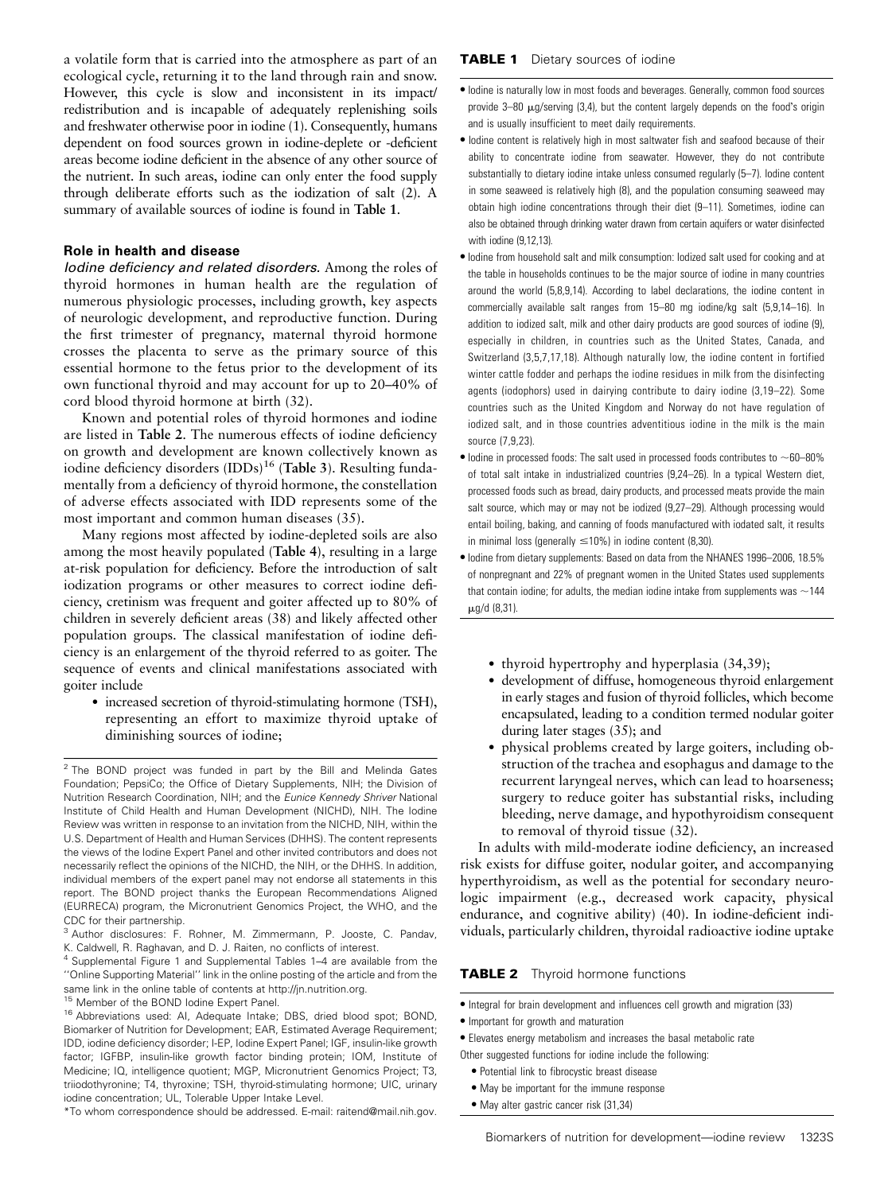a volatile form that is carried into the atmosphere as part of an ecological cycle, returning it to the land through rain and snow. However, this cycle is slow and inconsistent in its impact/redistribution and is incapable of adequately replenishing soils and freshwater otherwise poor in iodine (1). Consequently, humans dependent on food sources grown in iodine-deplete or -deficient areas become iodine deficient in the absence of any other source of the nutrient. In such areas, iodine can only enter the food supply through deliberate efforts such as the iodization of salt (2). A summary of available sources of iodine is found in **Table 1**.

### Role in health and disease

*Iodine deficiency and related disorders.* Among the roles of thyroid hormones in human health are the regulation of numerous physiologic processes, including growth, key aspects of neurologic development, and reproductive function. During the first trimester of pregnancy, maternal thyroid hormone crosses the placenta to serve as the primary source of this essential hormone to the fetus prior to the development of its own functional thyroid and may account for up to 20–40% of cord blood thyroid hormone at birth (32).

Known and potential roles of thyroid hormones and iodine are listed in **Table 2**. The numerous effects of iodine deficiency on growth and development are known collectively known as iodine deficiency disorders (IDDs)[16] (**Table 3**). Resulting fundamentally from a deficiency of thyroid hormone, the constellation of adverse effects associated with IDD represents some of the most important and common human diseases (35).

Many regions most affected by iodine-depleted soils are also among the most heavily populated (**Table 4**), resulting in a large at-risk population for deficiency. Before the introduction of salt iodization programs or other measures to correct iodine deficiency, cretinism was frequent and goiter affected up to 80% of children in severely deficient areas (38) and likely affected other population groups. The classical manifestation of iodine deficiency is an enlargement of the thyroid referred to as goiter. The sequence of events and clinical manifestations associated with goiter include

- increased secretion of thyroid-stimulating hormone (TSH), representing an effort to maximize thyroid uptake of diminishing sources of iodine;
- thyroid hypertrophy and hyperplasia (34,39);
- development of diffuse, homogeneous thyroid enlargement in early stages and fusion of thyroid follicles, which become encapsulated, leading to a condition termed nodular goiter during later stages (35); and
- physical problems created by large goiters, including obstruction of the trachea and esophagus and damage to the recurrent laryngeal nerves, which can lead to hoarseness; surgery to reduce goiter has substantial risks, including bleeding, nerve damage, and hypothyroidism consequent to removal of thyroid tissue (32).

In adults with mild-moderate iodine deficiency, an increased risk exists for diffuse goiter, nodular goiter, and accompanying hyperthyroidism, as well as the potential for secondary neurologic impairment (e.g., decreased work capacity, physical endurance, and cognitive ability) (40). In iodine-deficient individuals, particularly children, thyroidal radioactive iodine uptake

**TABLE 1** Dietary sources of iodine

- Iodine is naturally low in most foods and beverages. Generally, common food sources provide 3–80 μg/serving (3,4), but the content largely depends on the food's origin and is usually insufficient to meet daily requirements.
- Iodine content is relatively high in most saltwater fish and seafood because of their ability to concentrate iodine from seawater. However, they do not contribute substantially to dietary iodine intake unless consumed regularly (5–7). Iodine content in some seaweed is relatively high (8), and the population consuming seaweed may obtain high iodine concentrations through their diet (9–11). Sometimes, iodine can also be obtained through drinking water drawn from certain aquifers or water disinfected with iodine (9,12,13).
- Iodine from household salt and milk consumption: Iodized salt used for cooking and at the table in households continues to be the major source of iodine in many countries around the world (5,8,9,14). According to label declarations, the iodine content in commercially available salt ranges from 15–80 mg iodine/kg salt (5,9,14–16). In addition to iodized salt, milk and other dairy products are good sources of iodine (9), especially in children, in countries such as the United States, Canada, and Switzerland (3,5,7,17,18). Although naturally low, the iodine content in fortified winter cattle fodder and perhaps the iodine residues in milk from the disinfecting agents (iodophors) used in dairying contribute to dairy iodine (3,19–22). Some countries such as the United Kingdom and Norway do not have regulation of iodized salt, and in those countries adventitious iodine in the milk is the main source (7,9,23).
- Iodine in processed foods: The salt used in processed foods contributes to ~60–80% of total salt intake in industrialized countries (9,24–26). In a typical Western diet, processed foods such as bread, dairy products, and processed meats provide the main salt source, which may or may not be iodized (9,27–29). Although processing would entail boiling, baking, and canning of foods manufactured with iodated salt, it results in minimal loss (generally ≤10%) in iodine content (8,30).
- Iodine from dietary supplements: Based on data from the NHANES 1996–2006, 18.5% of nonpregnant and 22% of pregnant women in the United States used supplements that contain iodine; for adults, the median iodine intake from supplements was ~144 μg/d (8,31).

**TABLE 2** Thyroid hormone functions

- Integral for brain development and influences cell growth and migration (33)
- Important for growth and maturation
- Elevates energy metabolism and increases the basal metabolic rate

Other suggested functions for iodine include the following:

- Potential link to fibrocystic breast disease
- May be important for the immune response
- May alter gastric cancer risk (31,34)

---

[2] The BOND project was funded in part by the Bill and Melinda Gates Foundation; PepsiCo; the Office of Dietary Supplements, NIH; the Division of Nutrition Research Coordination, NIH; and the *Eunice Kennedy Shriver* National Institute of Child Health and Human Development (NICHD), NIH. The Iodine Review was written in response to an invitation from the NICHD, NIH, within the U.S. Department of Health and Human Services (DHHS). The content represents the views of the Iodine Expert Panel and other invited contributors and does not necessarily reflect the opinions of the NICHD, the NIH, or the DHHS. In addition, individual members of the expert panel may not endorse all statements in this report. The BOND project thanks the European Recommendations Aligned (EURRECA) program, the Micronutrient Genomics Project, the WHO, and the CDC for their partnership.

[3] Author disclosures: F. Rohner, M. Zimmermann, P. Jooste, C. Pandav, K. Caldwell, R. Raghavan, and D. J. Raiten, no conflicts of interest.

[4] Supplemental Figure 1 and Supplemental Tables 1–4 are available from the "Online Supporting Material" link in the online posting of the article and from the same link in the online table of contents at http://jn.nutrition.org.

[15] Member of the BOND Iodine Expert Panel.

[16] Abbreviations used: AI, Adequate Intake; DBS, dried blood spot; BOND, Biomarker of Nutrition for Development; EAR, Estimated Average Requirement; IDD, iodine deficiency disorder; I-EP, Iodine Expert Panel; IGF, insulin-like growth factor; IGFBP, insulin-like growth factor binding protein; IOM, Institute of Medicine; IQ, intelligence quotient; MGP, Micronutrient Genomics Project; T3, triiodothyronine; T4, thyroxine; TSH, thyroid-stimulating hormone; UIC, urinary iodine concentration; UL, Tolerable Upper Intake Level.

*To whom correspondence should be addressed. E-mail: raitend@mail.nih.gov.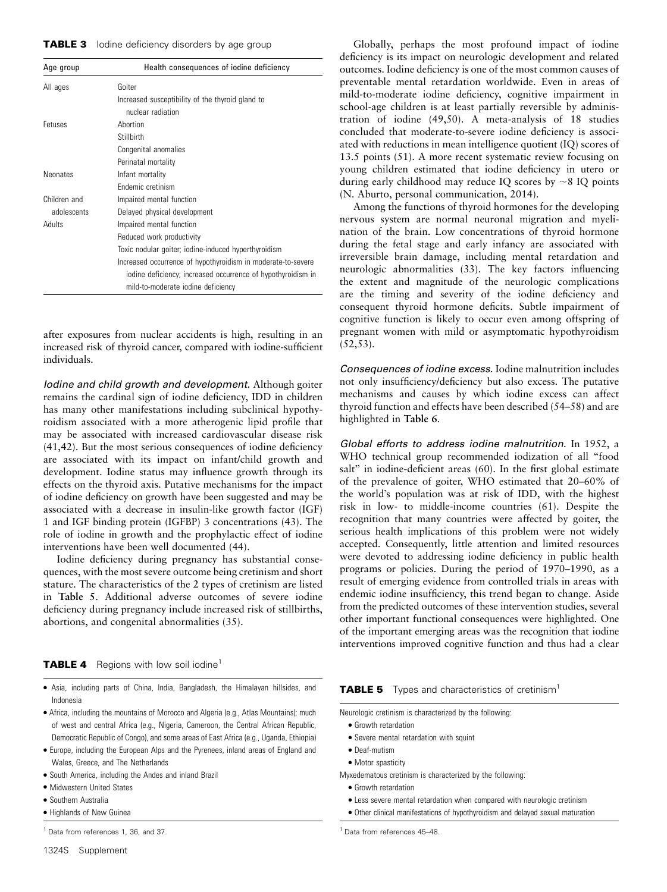**TABLE 3** Iodine deficiency disorders by age group

| Age group | Health consequences of iodine deficiency |
|---|---|
| All ages | Goiter |
| | Increased susceptibility of the thyroid gland to nuclear radiation |
| Fetuses | Abortion |
| | Stillbirth |
| | Congenital anomalies |
| | Perinatal mortality |
| Neonates | Infant mortality |
| | Endemic cretinism |
| Children and adolescents | Impaired mental function |
| | Delayed physical development |
| Adults | Impaired mental function |
| | Reduced work productivity |
| | Toxic nodular goiter; iodine-induced hyperthyroidism |
| | Increased occurrence of hypothyroidism in moderate-to-severe iodine deficiency; increased occurrence of hypothyroidism in mild-to-moderate iodine deficiency |

after exposures from nuclear accidents is high, resulting in an increased risk of thyroid cancer, compared with iodine-sufficient individuals.

*Iodine and child growth and development.* Although goiter remains the cardinal sign of iodine deficiency, IDD in children has many other manifestations including subclinical hypothyroidism associated with a more atherogenic lipid profile that may be associated with increased cardiovascular disease risk (41,42). But the most serious consequences of iodine deficiency are associated with its impact on infant/child growth and development. Iodine status may influence growth through its effects on the thyroid axis. Putative mechanisms for the impact of iodine deficiency on growth have been suggested and may be associated with a decrease in insulin-like growth factor (IGF) 1 and IGF binding protein (IGFBP) 3 concentrations (43). The role of iodine in growth and the prophylactic effect of iodine interventions have been well documented (44).

Iodine deficiency during pregnancy has substantial consequences, with the most severe outcome being cretinism and short stature. The characteristics of the 2 types of cretinism are listed in **Table 5**. Additional adverse outcomes of severe iodine deficiency during pregnancy include increased risk of stillbirths, abortions, and congenital abnormalities (35).

**TABLE 4** Regions with low soil iodine[1]

- Asia, including parts of China, India, Bangladesh, the Himalayan hillsides, and Indonesia
- Africa, including the mountains of Morocco and Algeria (e.g., Atlas Mountains); much of west and central Africa (e.g., Nigeria, Cameroon, the Central African Republic, Democratic Republic of Congo), and some areas of East Africa (e.g., Uganda, Ethiopia)
- Europe, including the European Alps and the Pyrenees, inland areas of England and Wales, Greece, and The Netherlands
- South America, including the Andes and inland Brazil
- Midwestern United States
- Southern Australia
- Highlands of New Guinea

[1] Data from references 1, 36, and 37.

Globally, perhaps the most profound impact of iodine deficiency is its impact on neurologic development and related outcomes. Iodine deficiency is one of the most common causes of preventable mental retardation worldwide. Even in areas of mild-to-moderate iodine deficiency, cognitive impairment in school-age children is at least partially reversible by administration of iodine (49,50). A meta-analysis of 18 studies concluded that moderate-to-severe iodine deficiency is associated with reductions in mean intelligence quotient (IQ) scores of 13.5 points (51). A more recent systematic review focusing on young children estimated that iodine deficiency in utero or during early childhood may reduce IQ scores by ~8 IQ points (N. Aburto, personal communication, 2014).

Among the functions of thyroid hormones for the developing nervous system are normal neuronal migration and myelination of the brain. Low concentrations of thyroid hormone during the fetal stage and early infancy are associated with irreversible brain damage, including mental retardation and neurologic abnormalities (33). The key factors influencing the extent and magnitude of the neurologic complications are the timing and severity of the iodine deficiency and consequent thyroid hormone deficits. Subtle impairment of cognitive function is likely to occur even among offspring of pregnant women with mild or asymptomatic hypothyroidism (52,53).

*Consequences of iodine excess.* Iodine malnutrition includes not only insufficiency/deficiency but also excess. The putative mechanisms and causes by which iodine excess can affect thyroid function and effects have been described (54–58) and are highlighted in **Table 6**.

*Global efforts to address iodine malnutrition.* In 1952, a WHO technical group recommended iodization of all "food salt" in iodine-deficient areas (60). In the first global estimate of the prevalence of goiter, WHO estimated that 20–60% of the world's population was at risk of IDD, with the highest risk in low- to middle-income countries (61). Despite the recognition that many countries were affected by goiter, the serious health implications of this problem were not widely accepted. Consequently, little attention and limited resources were devoted to addressing iodine deficiency in public health programs or policies. During the period of 1970–1990, as a result of emerging evidence from controlled trials in areas with endemic iodine insufficiency, this trend began to change. Aside from the predicted outcomes of these intervention studies, several other important functional consequences were highlighted. One of the important emerging areas was the recognition that iodine interventions improved cognitive function and thus had a clear

**TABLE 5** Types and characteristics of cretinism[1]

Neurologic cretinism is characterized by the following:

- Growth retardation
- Severe mental retardation with squint
- Deaf-mutism
- Motor spasticity

Myxedematous cretinism is characterized by the following:

- Growth retardation
- Less severe mental retardation when compared with neurologic cretinism
- Other clinical manifestations of hypothyroidism and delayed sexual maturation

[1] Data from references 45–48.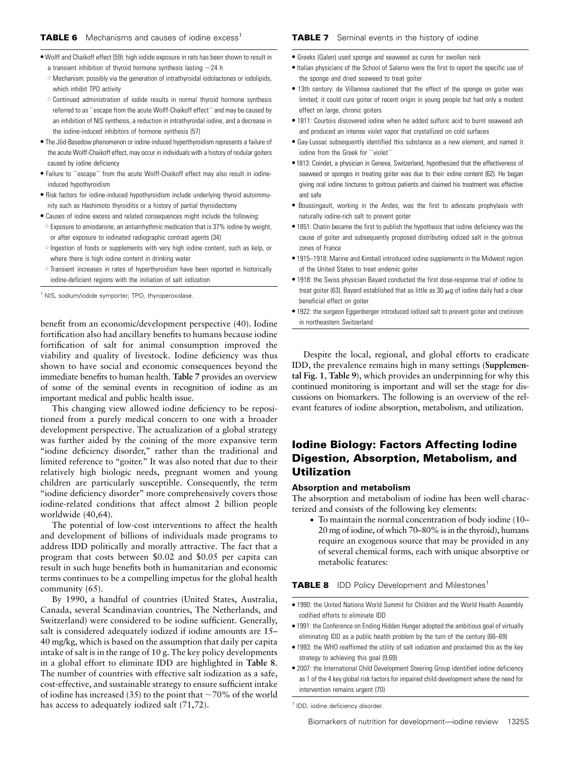**TABLE 6** Mechanisms and causes of iodine excess[1]

- Wolff and Chaikoff effect (59): high iodide exposure in rats has been shown to result in a transient inhibition of thyroid hormone synthesis lasting ~24 h
  - Mechanism: possibly via the generation of intrathyroidal iodolactones or iodolipids, which inhibit TPO activity
  - Continued administration of iodide results in normal thyroid hormone synthesis referred to as "escape from the acute Wolff-Chaikoff effect" and may be caused by an inhibition of NIS synthesis, a reduction in intrathyroidal iodine, and a decrease in the iodine-induced inhibitors of hormone synthesis (57)
- The Jöd-Basedow phenomenon or iodine-induced hyperthyroidism represents a failure of the acute Wolff-Chaikoff effect, may occur in individuals with a history of nodular goiters caused by iodine deficiency
- Failure to "escape" from the acute Wolff-Chaikoff effect may also result in iodine-induced hypothyroidism
- Risk factors for iodine-induced hypothyroidism include underlying thyroid autoimmunity such as Hashimoto thyroiditis or a history of partial thyroidectomy
- Causes of iodine excess and related consequences might include the following:
  - Exposure to amiodarone, an antiarrhythmic medication that is 37% iodine by weight, or after exposure to iodinated radiographic contrast agents (34)
  - Ingestion of foods or supplements with very high iodine content, such as kelp, or where there is high iodine content in drinking water
  - Transient increases in rates of hyperthyroidism have been reported in historically iodine-deficient regions with the initiation of salt iodization

[1] NIS, sodium/iodide symporter; TPO, thyroperoxidase.

benefit from an economic/development perspective (40). Iodine fortification also had ancillary benefits to humans because iodine fortification of salt for animal consumption improved the viability and quality of livestock. Iodine deficiency was thus shown to have social and economic consequences beyond the immediate benefits to human health. **Table 7** provides an overview of some of the seminal events in recognition of iodine as an important medical and public health issue.

This changing view allowed iodine deficiency to be repositioned from a purely medical concern to one with a broader development perspective. The actualization of a global strategy was further aided by the coining of the more expansive term "iodine deficiency disorder," rather than the traditional and limited reference to "goiter." It was also noted that due to their relatively high biologic needs, pregnant women and young children are particularly susceptible. Consequently, the term "iodine deficiency disorder" more comprehensively covers those iodine-related conditions that affect almost 2 billion people worldwide (40,64).

The potential of low-cost interventions to affect the health and development of billions of individuals made programs to address IDD politically and morally attractive. The fact that a program that costs between \$0.02 and \$0.05 per capita can result in such huge benefits both in humanitarian and economic terms continues to be a compelling impetus for the global health community (65).

By 1990, a handful of countries (United States, Australia, Canada, several Scandinavian countries, The Netherlands, and Switzerland) were considered to be iodine sufficient. Generally, salt is considered adequately iodized if iodine amounts are 15–40 mg/kg, which is based on the assumption that daily per capita intake of salt is in the range of 10 g. The key policy developments in a global effort to eliminate IDD are highlighted in **Table 8**. The number of countries with effective salt iodization as a safe, cost-effective, and sustainable strategy to ensure sufficient intake of iodine has increased (35) to the point that ~70% of the world has access to adequately iodized salt (71,72).

**TABLE 7** Seminal events in the history of iodine

- Greeks (Galen) used sponge and seaweed as cures for swollen neck
- Italian physicians of the School of Salerno were the first to report the specific use of the sponge and dried seaweed to treat goiter
- 13th century: de Villanova cautioned that the effect of the sponge on goiter was limited; it could cure goiter of recent origin in young people but had only a modest effect on large, chronic goiters
- 1811: Courtois discovered iodine when he added sulfuric acid to burnt seaweed ash and produced an intense violet vapor that crystallized on cold surfaces
- Gay-Lussac subsequently identified this substance as a new element, and named it iodine from the Greek for "violet"
- 1813: Coindet, a physician in Geneva, Switzerland, hypothesized that the effectiveness of seaweed or sponges in treating goiter was due to their iodine content (62). He began giving oral iodine tinctures to goitrous patients and claimed his treatment was effective and safe
- Boussingault, working in the Andes, was the first to advocate prophylaxis with naturally iodine-rich salt to prevent goiter
- 1851: Chatin became the first to publish the hypothesis that iodine deficiency was the cause of goiter and subsequently proposed distributing iodized salt in the goitrous zones of France
- 1915–1918: Marine and Kimball introduced iodine supplements in the Midwest region of the United States to treat endemic goiter
- 1918: the Swiss physician Bayard conducted the first dose-response trial of iodine to treat goiter (63). Bayard established that as little as 30 μg of iodine daily had a clear beneficial effect on goiter
- 1922: the surgeon Eggenberger introduced iodized salt to prevent goiter and cretinism in northeastern Switzerland

Despite the local, regional, and global efforts to eradicate IDD, the prevalence remains high in many settings (**Supplemental Fig. 1**, **Table 9**), which provides an underpinning for why this continued monitoring is important and will set the stage for discussions on biomarkers. The following is an overview of the relevant features of iodine absorption, metabolism, and utilization.

## Iodine Biology: Factors Affecting Iodine Digestion, Absorption, Metabolism, and Utilization

### Absorption and metabolism

The absorption and metabolism of iodine has been well characterized and consists of the following key elements:

- To maintain the normal concentration of body iodine (10–20 mg of iodine, of which 70–80% is in the thyroid), humans require an exogenous source that may be provided in any of several chemical forms, each with unique absorptive or metabolic features:

**TABLE 8** IDD Policy Development and Milestones[1]

- 1990: the United Nations World Summit for Children and the World Health Assembly codified efforts to eliminate IDD
- 1991: the Conference on Ending Hidden Hunger adopted the ambitious goal of virtually eliminating IDD as a public health problem by the turn of the century (66–69)
- 1993: the WHO reaffirmed the utility of salt iodization and proclaimed this as the key strategy to achieving this goal (9,69)
- 2007: the International Child Development Steering Group identified iodine deficiency as 1 of the 4 key global risk factors for impaired child development where the need for intervention remains urgent (70)

[1] IDD, iodine deficiency disorder.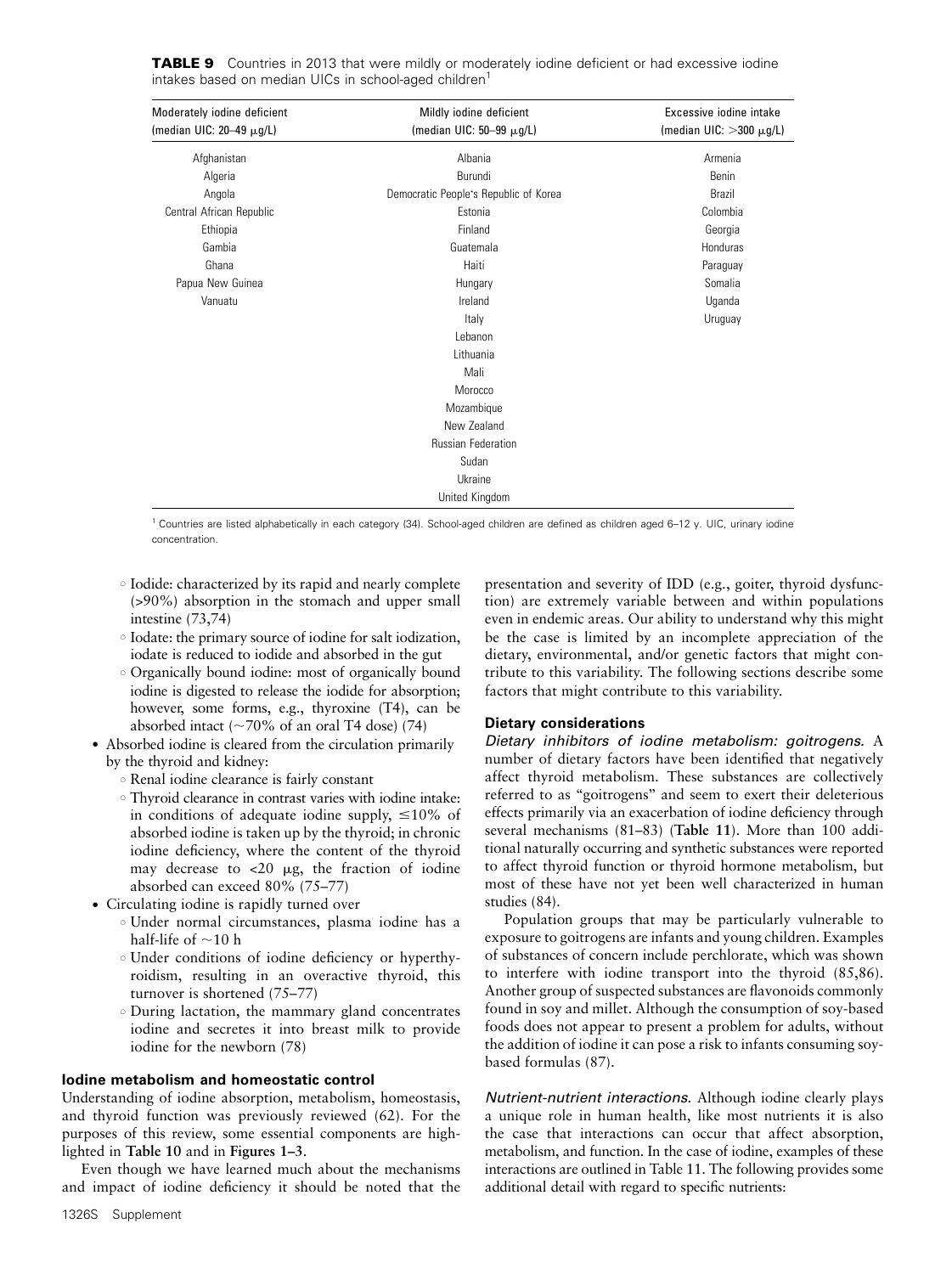**TABLE 9** Countries in 2013 that were mildly or moderately iodine deficient or had excessive iodine intakes based on median UICs in school-aged children[1]

| Moderately iodine deficient (median UIC: 20–49 μg/L) | Mildly iodine deficient (median UIC: 50–99 μg/L) | Excessive iodine intake (median UIC: >300 μg/L) |
|---|---|---|
| Afghanistan | Albania | Armenia |
| Algeria | Burundi | Benin |
| Angola | Democratic People's Republic of Korea | Brazil |
| Central African Republic | Estonia | Colombia |
| Ethiopia | Finland | Georgia |
| Gambia | Guatemala | Honduras |
| Ghana | Haiti | Paraguay |
| Papua New Guinea | Hungary | Somalia |
| Vanuatu | Ireland | Uganda |
| | Italy | Uruguay |
| | Lebanon | |
| | Lithuania | |
| | Mali | |
| | Morocco | |
| | Mozambique | |
| | New Zealand | |
| | Russian Federation | |
| | Sudan | |
| | Ukraine | |
| | United Kingdom | |

[1] Countries are listed alphabetically in each category (34). School-aged children are defined as children aged 6–12 y. UIC, urinary iodine concentration.

- ◦ Iodide: characterized by its rapid and nearly complete (>90%) absorption in the stomach and upper small intestine (73,74)
- ◦ Iodate: the primary source of iodine for salt iodization, iodate is reduced to iodide and absorbed in the gut
- ◦ Organically bound iodine: most of organically bound iodine is digested to release the iodide for absorption; however, some forms, e.g., thyroxine (T4), can be absorbed intact (~70% of an oral T4 dose) (74)
- Absorbed iodine is cleared from the circulation primarily by the thyroid and kidney:
  - ◦ Renal iodine clearance is fairly constant
  - ◦ Thyroid clearance in contrast varies with iodine intake: in conditions of adequate iodine supply, ≤10% of absorbed iodine is taken up by the thyroid; in chronic iodine deficiency, where the content of the thyroid may decrease to <20 μg, the fraction of iodine absorbed can exceed 80% (75–77)
- Circulating iodine is rapidly turned over
  - ◦ Under normal circumstances, plasma iodine has a half-life of ~10 h
  - ◦ Under conditions of iodine deficiency or hyperthyroidism, resulting in an overactive thyroid, this turnover is shortened (75–77)
  - ◦ During lactation, the mammary gland concentrates iodine and secretes it into breast milk to provide iodine for the newborn (78)

### Iodine metabolism and homeostatic control

Understanding of iodine absorption, metabolism, homeostasis, and thyroid function was previously reviewed (62). For the purposes of this review, some essential components are highlighted in **Table 10** and in **Figures 1–3**.

Even though we have learned much about the mechanisms and impact of iodine deficiency it should be noted that the presentation and severity of IDD (e.g., goiter, thyroid dysfunction) are extremely variable between and within populations even in endemic areas. Our ability to understand why this might be the case is limited by an incomplete appreciation of the dietary, environmental, and/or genetic factors that might contribute to this variability. The following sections describe some factors that might contribute to this variability.

### Dietary considerations

*Dietary inhibitors of iodine metabolism: goitrogens.* A number of dietary factors have been identified that negatively affect thyroid metabolism. These substances are collectively referred to as "goitrogens" and seem to exert their deleterious effects primarily via an exacerbation of iodine deficiency through several mechanisms (81–83) (**Table 11**). More than 100 additional naturally occurring and synthetic substances were reported to affect thyroid function or thyroid hormone metabolism, but most of these have not yet been well characterized in human studies (84).

Population groups that may be particularly vulnerable to exposure to goitrogens are infants and young children. Examples of substances of concern include perchlorate, which was shown to interfere with iodine transport into the thyroid (85,86). Another group of suspected substances are flavonoids commonly found in soy and millet. Although the consumption of soy-based foods does not appear to present a problem for adults, without the addition of iodine it can pose a risk to infants consuming soy-based formulas (87).

*Nutrient-nutrient interactions.* Although iodine clearly plays a unique role in human health, like most nutrients it is also the case that interactions can occur that affect absorption, metabolism, and function. In the case of iodine, examples of these interactions are outlined in Table 11. The following provides some additional detail with regard to specific nutrients: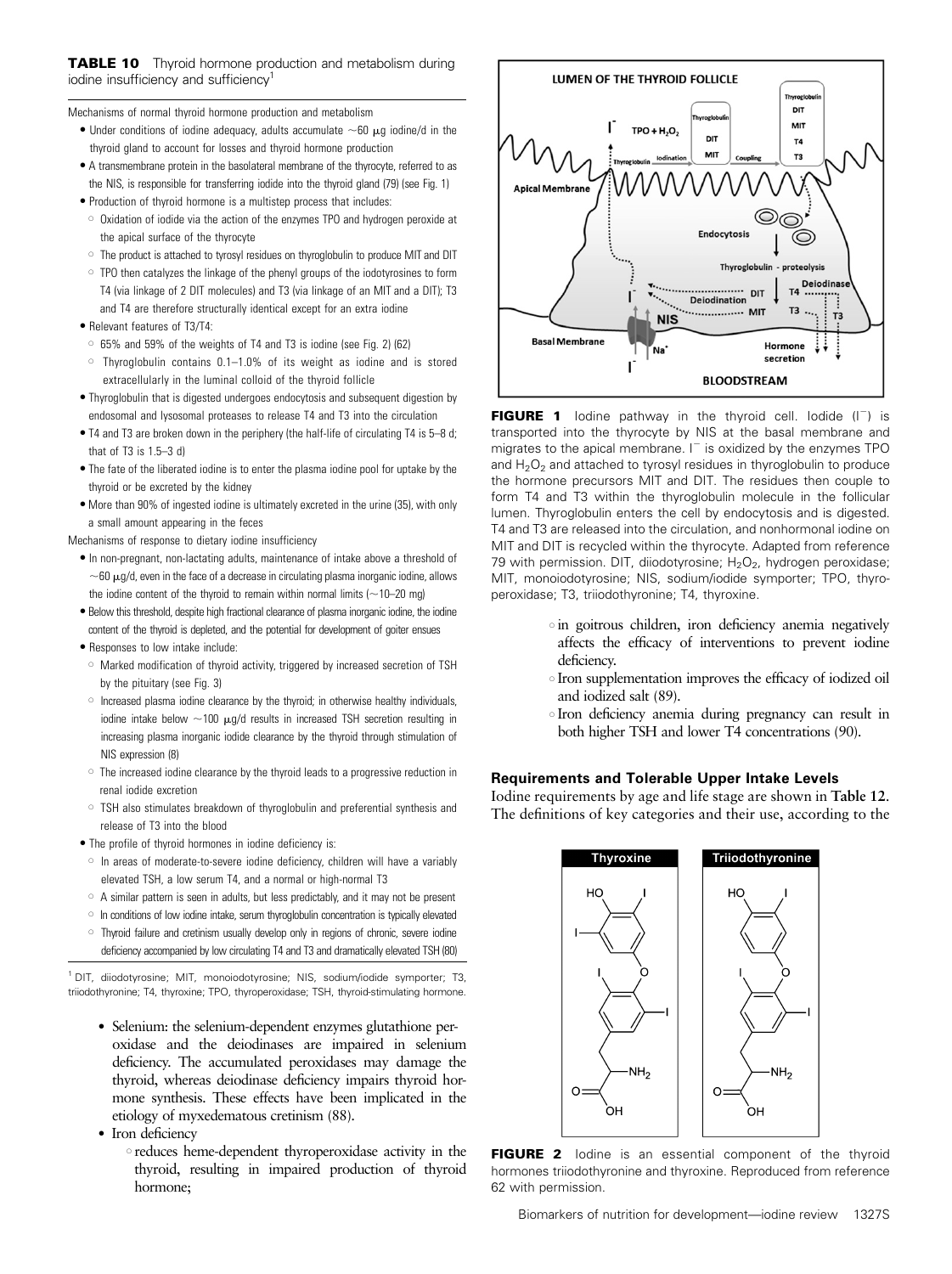**TABLE 10** Thyroid hormone production and metabolism during iodine insufficiency and sufficiency[1]

Mechanisms of normal thyroid hormone production and metabolism

- Under conditions of iodine adequacy, adults accumulate ~60 μg iodine/d in the thyroid gland to account for losses and thyroid hormone production
- A transmembrane protein in the basolateral membrane of the thyrocyte, referred to as the NIS, is responsible for transferring iodide into the thyroid gland (79) (see Fig. 1)
- Production of thyroid hormone is a multistep process that includes:
  - Oxidation of iodide via the action of the enzymes TPO and hydrogen peroxide at the apical surface of the thyrocyte
  - The product is attached to tyrosyl residues on thyroglobulin to produce MIT and DIT
  - TPO then catalyzes the linkage of the phenyl groups of the iodotyrosines to form T4 (via linkage of 2 DIT molecules) and T3 (via linkage of an MIT and a DIT); T3 and T4 are therefore structurally identical except for an extra iodine
- Relevant features of T3/T4:
  - 65% and 59% of the weights of T4 and T3 is iodine (see Fig. 2) (62)
  - Thyroglobulin contains 0.1–1.0% of its weight as iodine and is stored extracellularly in the luminal colloid of the thyroid follicle
- Thyroglobulin that is digested undergoes endocytosis and subsequent digestion by endosomal and lysosomal proteases to release T4 and T3 into the circulation
- T4 and T3 are broken down in the periphery (the half-life of circulating T4 is 5–8 d; that of T3 is 1.5–3 d)
- The fate of the liberated iodine is to enter the plasma iodine pool for uptake by the thyroid or be excreted by the kidney
- More than 90% of ingested iodine is ultimately excreted in the urine (35), with only a small amount appearing in the feces

Mechanisms of response to dietary iodine insufficiency

- In non-pregnant, non-lactating adults, maintenance of intake above a threshold of ~60 μg/d, even in the face of a decrease in circulating plasma inorganic iodine, allows the iodine content of the thyroid to remain within normal limits (~10–20 mg)
- Below this threshold, despite high fractional clearance of plasma inorganic iodine, the iodine content of the thyroid is depleted, and the potential for development of goiter ensues
- Responses to low intake include:
  - Marked modification of thyroid activity, triggered by increased secretion of TSH by the pituitary (see Fig. 3)
  - Increased plasma iodine clearance by the thyroid; in otherwise healthy individuals, iodine intake below ~100 μg/d results in increased TSH secretion resulting in increasing plasma inorganic iodide clearance by the thyroid through stimulation of NIS expression (8)
  - The increased iodine clearance by the thyroid leads to a progressive reduction in renal iodide excretion
  - TSH also stimulates breakdown of thyroglobulin and preferential synthesis and release of T3 into the blood
- The profile of thyroid hormones in iodine deficiency is:
  - In areas of moderate-to-severe iodine deficiency, children will have a variably elevated TSH, a low serum T4, and a normal or high-normal T3
  - A similar pattern is seen in adults, but less predictably, and it may not be present
  - In conditions of low iodine intake, serum thyroglobulin concentration is typically elevated
  - Thyroid failure and cretinism usually develop only in regions of chronic, severe iodine deficiency accompanied by low circulating T4 and T3 and dramatically elevated TSH (80)

[1] DIT, diiodotyrosine; MIT, monoiodotyrosine; NIS, sodium/iodide symporter; T3, triiodothyronine; T4, thyroxine; TPO, thyroperoxidase; TSH, thyroid-stimulating hormone.

- Selenium: the selenium-dependent enzymes glutathione peroxidase and the deiodinases are impaired in selenium deficiency. The accumulated peroxidases may damage the thyroid, whereas deiodinase deficiency impairs thyroid hormone synthesis. These effects have been implicated in the etiology of myxedematous cretinism (88).
- Iron deficiency
  - reduces heme-dependent thyroperoxidase activity in the thyroid, resulting in impaired production of thyroid hormone;
  - in goitrous children, iron deficiency anemia negatively affects the efficacy of interventions to prevent iodine deficiency.
  - Iron supplementation improves the efficacy of iodized oil and iodized salt (89).
  - Iron deficiency anemia during pregnancy can result in both higher TSH and lower T4 concentrations (90).

**FIGURE 1** Iodine pathway in the thyroid cell. Iodide ($I^-$) is transported into the thyrocyte by NIS at the basal membrane and migrates to the apical membrane. $I^-$ is oxidized by the enzymes TPO and $H_2O_2$ and attached to tyrosyl residues in thyroglobulin to produce the hormone precursors MIT and DIT. The residues then couple to form T4 and T3 within the thyroglobulin molecule in the follicular lumen. Thyroglobulin enters the cell by endocytosis and is digested. T4 and T3 are released into the circulation, and nonhormonal iodine on MIT and DIT is recycled within the thyrocyte. Adapted from reference 79 with permission. DIT, diiodotyrosine; $H_2O_2$, hydrogen peroxidase; MIT, monoiodotyrosine; NIS, sodium/iodide symporter; TPO, thyroperoxidase; T3, triiodothyronine; T4, thyroxine.

### Requirements and Tolerable Upper Intake Levels

Iodine requirements by age and life stage are shown in **Table 12**. The definitions of key categories and their use, according to the

**FIGURE 2** Iodine is an essential component of the thyroid hormones triiodothyronine and thyroxine. Reproduced from reference 62 with permission.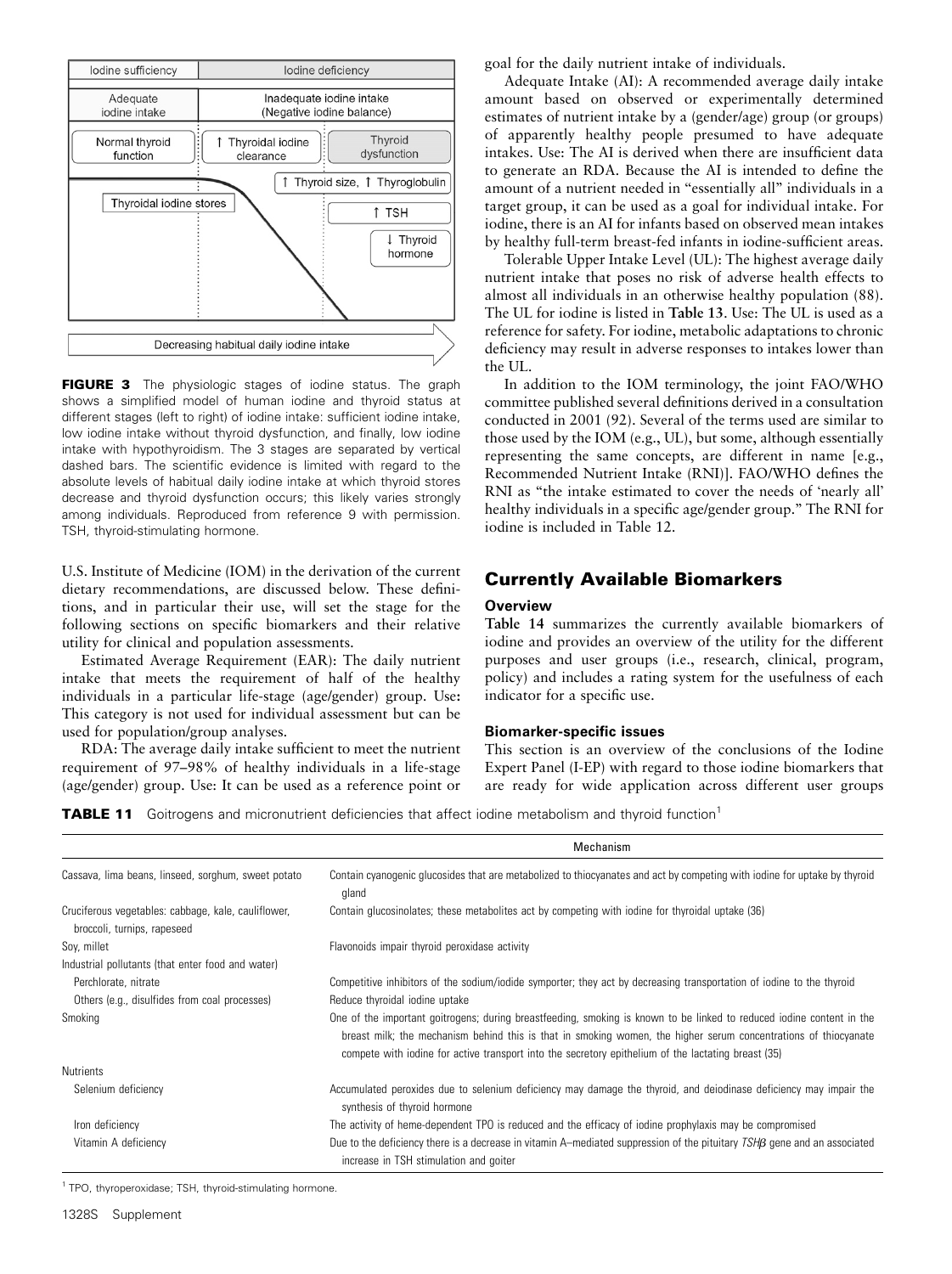FIGURE 3 The physiologic stages of iodine status. The graph shows a simplified model of human iodine and thyroid status at different stages (left to right) of iodine intake: sufficient iodine intake, low iodine intake without thyroid dysfunction, and finally, low iodine intake with hypothyroidism. The 3 stages are separated by vertical dashed bars. The scientific evidence is limited with regard to the absolute levels of habitual daily iodine intake at which thyroid stores decrease and thyroid dysfunction occurs; this likely varies strongly among individuals. Reproduced from reference 9 with permission. TSH, thyroid-stimulating hormone.

U.S. Institute of Medicine (IOM) in the derivation of the current dietary recommendations, are discussed below. These definitions, and in particular their use, will set the stage for the following sections on specific biomarkers and their relative utility for clinical and population assessments.

Estimated Average Requirement (EAR): The daily nutrient intake that meets the requirement of half of the healthy individuals in a particular life-stage (age/gender) group. Use: This category is not used for individual assessment but can be used for population/group analyses.

RDA: The average daily intake sufficient to meet the nutrient requirement of 97–98% of healthy individuals in a life-stage (age/gender) group. Use: It can be used as a reference point or goal for the daily nutrient intake of individuals.

Adequate Intake (AI): A recommended average daily intake amount based on observed or experimentally determined estimates of nutrient intake by a (gender/age) group (or groups) of apparently healthy people presumed to have adequate intakes. Use: The AI is derived when there are insufficient data to generate an RDA. Because the AI is intended to define the amount of a nutrient needed in "essentially all" individuals in a target group, it can be used as a goal for individual intake. For iodine, there is an AI for infants based on observed mean intakes by healthy full-term breast-fed infants in iodine-sufficient areas.

Tolerable Upper Intake Level (UL): The highest average daily nutrient intake that poses no risk of adverse health effects to almost all individuals in an otherwise healthy population (88). The UL for iodine is listed in **Table 13**. Use: The UL is used as a reference for safety. For iodine, metabolic adaptations to chronic deficiency may result in adverse responses to intakes lower than the UL.

In addition to the IOM terminology, the joint FAO/WHO committee published several definitions derived in a consultation conducted in 2001 (92). Several of the terms used are similar to those used by the IOM (e.g., UL), but some, although essentially representing the same concepts, are different in name [e.g., Recommended Nutrient Intake (RNI)]. FAO/WHO defines the RNI as "the intake estimated to cover the needs of 'nearly all' healthy individuals in a specific age/gender group." The RNI for iodine is included in Table 12.

## Currently Available Biomarkers

### Overview

**Table 14** summarizes the currently available biomarkers of iodine and provides an overview of the utility for the different purposes and user groups (i.e., research, clinical, program, policy) and includes a rating system for the usefulness of each indicator for a specific use.

### Biomarker-specific issues

This section is an overview of the conclusions of the Iodine Expert Panel (I-EP) with regard to those iodine biomarkers that are ready for wide application across different user groups

**TABLE 11** Goitrogens and micronutrient deficiencies that affect iodine metabolism and thyroid function[1]

| | Mechanism |
|---|---|
| Cassava, lima beans, linseed, sorghum, sweet potato | Contain cyanogenic glucosides that are metabolized to thiocyanates and act by competing with iodine for uptake by thyroid gland |
| Cruciferous vegetables: cabbage, kale, cauliflower, broccoli, turnips, rapeseed | Contain glucosinolates; these metabolites act by competing with iodine for thyroidal uptake (36) |
| Soy, millet | Flavonoids impair thyroid peroxidase activity |
| Industrial pollutants (that enter food and water) | |
| Perchlorate, nitrate | Competitive inhibitors of the sodium/iodide symporter; they act by decreasing transportation of iodine to the thyroid |
| Others (e.g., disulfides from coal processes) | Reduce thyroidal iodine uptake |
| Smoking | One of the important goitrogens; during breastfeeding, smoking is known to be linked to reduced iodine content in the breast milk; the mechanism behind this is that in smoking women, the higher serum concentrations of thiocyanate compete with iodine for active transport into the secretory epithelium of the lactating breast (35) |
| Nutrients | |
| Selenium deficiency | Accumulated peroxides due to selenium deficiency may damage the thyroid, and deiodinase deficiency may impair the synthesis of thyroid hormone |
| Iron deficiency | The activity of heme-dependent TPO is reduced and the efficacy of iodine prophylaxis may be compromised |
| Vitamin A deficiency | Due to the deficiency there is a decrease in vitamin A–mediated suppression of the pituitary *TSHβ* gene and an associated increase in TSH stimulation and goiter |

[1] TPO, thyroperoxidase; TSH, thyroid-stimulating hormone.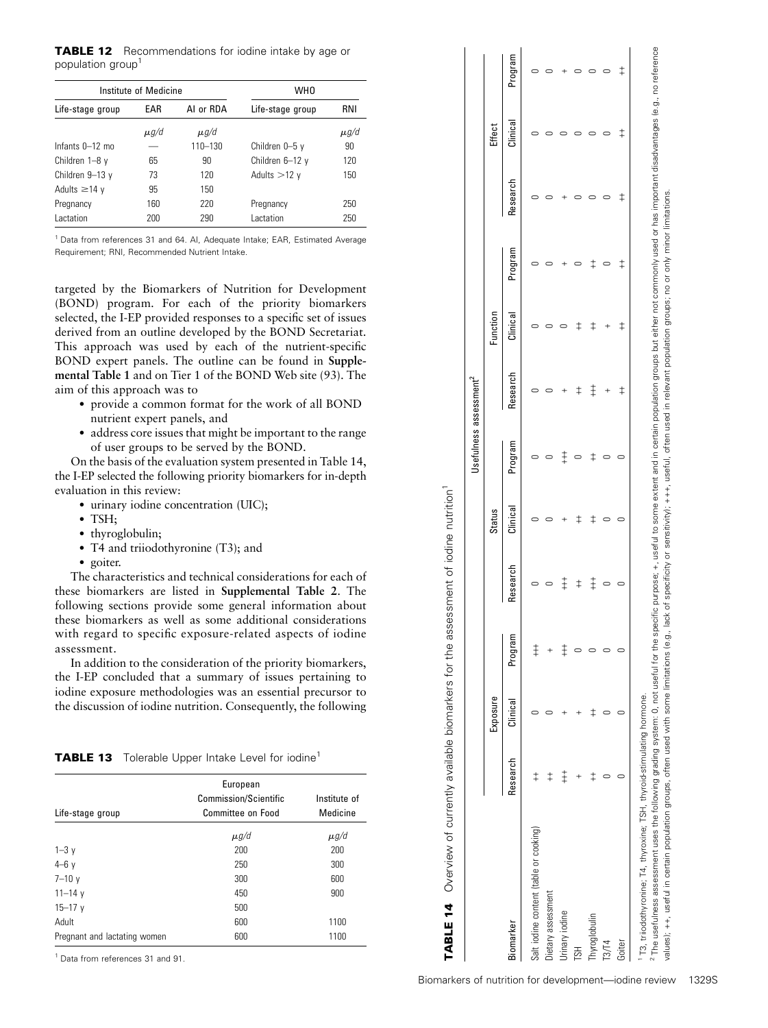**TABLE 12** Recommendations for iodine intake by age or population group[1]

| Institute of Medicine | | | WHO | |
|---|---|---|---|---|
| Life-stage group | EAR | AI or RDA | Life-stage group | RNI |
| | *μg/d* | *μg/d* | | *μg/d* |
| Infants 0–12 mo | — | 110–130 | Children 0–5 y | 90 |
| Children 1–8 y | 65 | 90 | Children 6–12 y | 120 |
| Children 9–13 y | 73 | 120 | Adults >12 y | 150 |
| Adults ≥14 y | 95 | 150 | | |
| Pregnancy | 160 | 220 | Pregnancy | 250 |
| Lactation | 200 | 290 | Lactation | 250 |

[1] Data from references 31 and 64. AI, Adequate Intake; EAR, Estimated Average Requirement; RNI, Recommended Nutrient Intake.

targeted by the Biomarkers of Nutrition for Development (BOND) program. For each of the priority biomarkers selected, the I-EP provided responses to a specific set of issues derived from an outline developed by the BOND Secretariat. This approach was used by each of the nutrient-specific BOND expert panels. The outline can be found in **Supplemental Table 1** and on Tier 1 of the BOND Web site (93). The aim of this approach was to

- provide a common format for the work of all BOND nutrient expert panels, and
- address core issues that might be important to the range of user groups to be served by the BOND.

On the basis of the evaluation system presented in Table 14, the I-EP selected the following priority biomarkers for in-depth evaluation in this review:

- urinary iodine concentration (UIC);
- TSH;
- thyroglobulin;
- T4 and triiodothyronine (T3); and
- goiter.

The characteristics and technical considerations for each of these biomarkers are listed in **Supplemental Table 2**. The following sections provide some general information about these biomarkers as well as some additional considerations with regard to specific exposure-related aspects of iodine assessment.

In addition to the consideration of the priority biomarkers, the I-EP concluded that a summary of issues pertaining to iodine exposure methodologies was an essential precursor to the discussion of iodine nutrition. Consequently, the following

**TABLE 13** Tolerable Upper Intake Level for iodine[1]

| Life-stage group | European Commission/Scientific Committee on Food | Institute of Medicine |
|---|---|---|
| | *μg/d* | *μg/d* |
| 1–3 y | 200 | 200 |
| 4–6 y | 250 | 300 |
| 7–10 y | 300 | 600 |
| 11–14 y | 450 | 900 |
| 15–17 y | 500 | |
| Adult | 600 | 1100 |
| Pregnant and lactating women | 600 | 1100 |

[1] Data from references 31 and 91.

**TABLE 14** Overview of currently available biomarkers for the assessment of iodine nutrition[1]

| | Usefulness assessment[2] | | | | | | | | | | | |
|---|---|---|---|---|---|---|---|---|---|---|---|---|
| | Exposure | | | Status | | | Function | | | Effect | | |
| Biomarker | Research | Clinical | Program | Research | Clinical | Program | Research | Clinical | Program | Research | Clinical | Program |
| Salt iodine content (table or cooking) | ++ | 0 | +++ | 0 | 0 | 0 | 0 | 0 | 0 | 0 | 0 | 0 |
| Dietary assessment | ++ | 0 | + | 0 | 0 | 0 | 0 | 0 | 0 | 0 | 0 | 0 |
| Urinary iodine | +++ | + | +++ | +++ | + | +++ | + | 0 | + | + | 0 | + |
| TSH | + | + | 0 | ++ | ++ | 0 | ++ | ++ | 0 | 0 | 0 | 0 |
| Thyroglobulin | ++ | ++ | 0 | +++ | ++ | ++ | +++ | ++ | ++ | 0 | 0 | 0 |
| T3/T4 | 0 | 0 | 0 | 0 | 0 | 0 | + | + | 0 | 0 | 0 | 0 |
| Goiter | 0 | 0 | 0 | 0 | 0 | 0 | ++ | ++ | ++ | ++ | ++ | ++ |

[1] T3, triiodothyronine; T4, thyroxine; TSH, thyroid-stimulating hormone.
[2] The usefulness assessment uses the following grading system: 0, not useful for the specific purpose; +, useful to some extent and in certain population groups but either not commonly used or has important disadvantages (e.g., no reference values); ++, useful in certain population groups, often used with some limitations (e.g., lack of specificity or sensitivity); +++, useful, often used in relevant population groups; no or only minor limitations.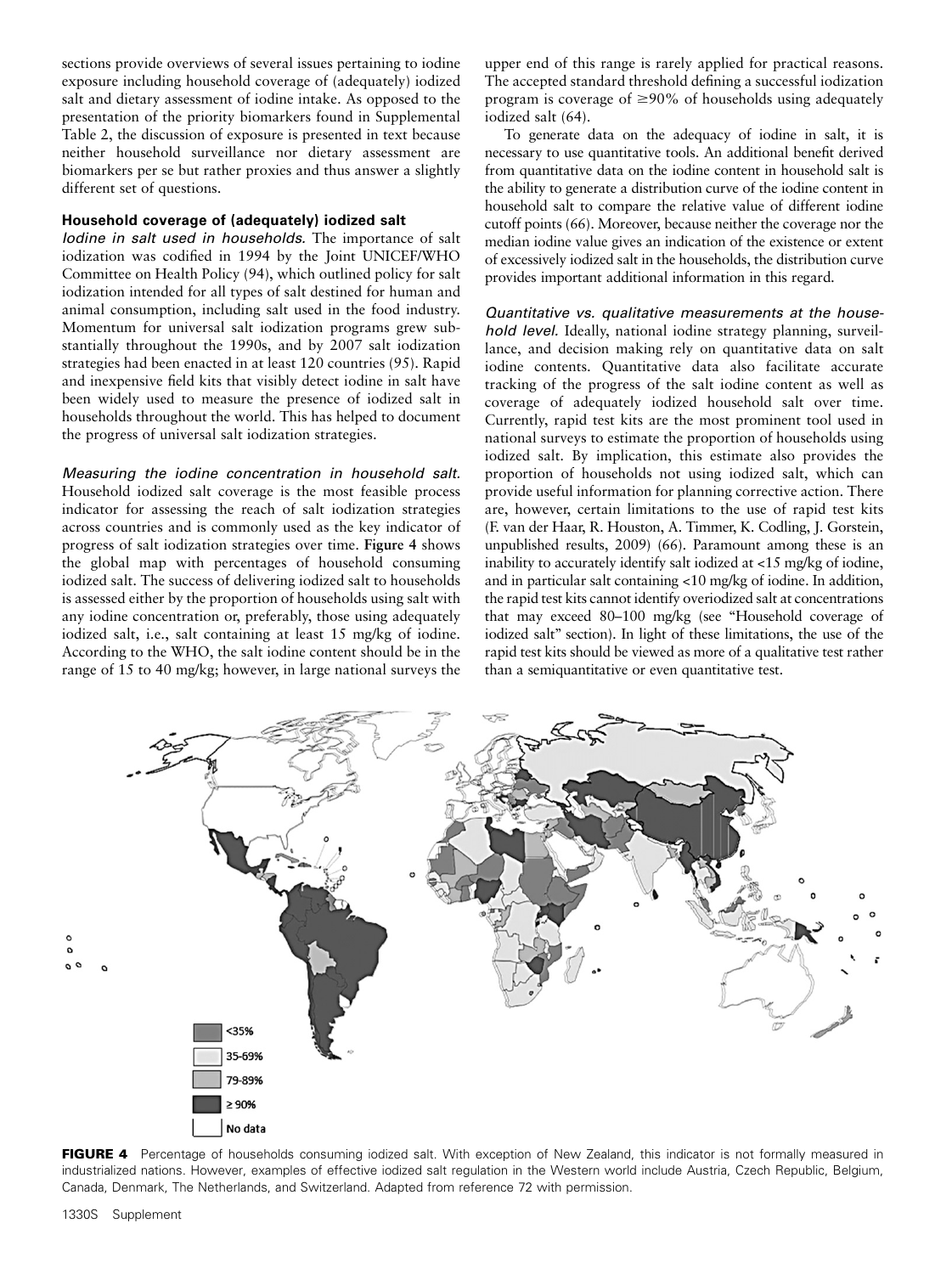sections provide overviews of several issues pertaining to iodine exposure including household coverage of (adequately) iodized salt and dietary assessment of iodine intake. As opposed to the presentation of the priority biomarkers found in Supplemental Table 2, the discussion of exposure is presented in text because neither household surveillance nor dietary assessment are biomarkers per se but rather proxies and thus answer a slightly different set of questions.

### Household coverage of (adequately) iodized salt

*Iodine in salt used in households.* The importance of salt iodization was codified in 1994 by the Joint UNICEF/WHO Committee on Health Policy (94), which outlined policy for salt iodization intended for all types of salt destined for human and animal consumption, including salt used in the food industry. Momentum for universal salt iodization programs grew substantially throughout the 1990s, and by 2007 salt iodization strategies had been enacted in at least 120 countries (95). Rapid and inexpensive field kits that visibly detect iodine in salt have been widely used to measure the presence of iodized salt in households throughout the world. This has helped to document the progress of universal salt iodization strategies.

*Measuring the iodine concentration in household salt.* Household iodized salt coverage is the most feasible process indicator for assessing the reach of salt iodization strategies across countries and is commonly used as the key indicator of progress of salt iodization strategies over time. **Figure 4** shows the global map with percentages of household consuming iodized salt. The success of delivering iodized salt to households is assessed either by the proportion of households using salt with any iodine concentration or, preferably, those using adequately iodized salt, i.e., salt containing at least 15 mg/kg of iodine. According to the WHO, the salt iodine content should be in the range of 15 to 40 mg/kg; however, in large national surveys the upper end of this range is rarely applied for practical reasons. The accepted standard threshold defining a successful iodization program is coverage of ≥90% of households using adequately iodized salt (64).

To generate data on the adequacy of iodine in salt, it is necessary to use quantitative tools. An additional benefit derived from quantitative data on the iodine content in household salt is the ability to generate a distribution curve of the iodine content in household salt to compare the relative value of different iodine cutoff points (66). Moreover, because neither the coverage nor the median iodine value gives an indication of the existence or extent of excessively iodized salt in the households, the distribution curve provides important additional information in this regard.

*Quantitative vs. qualitative measurements at the household level.* Ideally, national iodine strategy planning, surveillance, and decision making rely on quantitative data on salt iodine contents. Quantitative data also facilitate accurate tracking of the progress of the salt iodine content as well as coverage of adequately iodized household salt over time. Currently, rapid test kits are the most prominent tool used in national surveys to estimate the proportion of households using iodized salt. By implication, this estimate also provides the proportion of households not using iodized salt, which can provide useful information for planning corrective action. There are, however, certain limitations to the use of rapid test kits (F. van der Haar, R. Houston, A. Timmer, K. Codling, J. Gorstein, unpublished results, 2009) (66). Paramount among these is an inability to accurately identify salt iodized at <15 mg/kg of iodine, and in particular salt containing <10 mg/kg of iodine. In addition, the rapid test kits cannot identify overiodized salt at concentrations that may exceed 80–100 mg/kg (see "Household coverage of iodized salt" section). In light of these limitations, the use of the rapid test kits should be viewed as more of a qualitative test rather than a semiquantitative or even quantitative test.

<35%
35-69%
79-89%
≥ 90%
No data

**FIGURE 4** Percentage of households consuming iodized salt. With exception of New Zealand, this indicator is not formally measured in industrialized nations. However, examples of effective iodized salt regulation in the Western world include Austria, Czech Republic, Belgium, Canada, Denmark, The Netherlands, and Switzerland. Adapted from reference 72 with permission.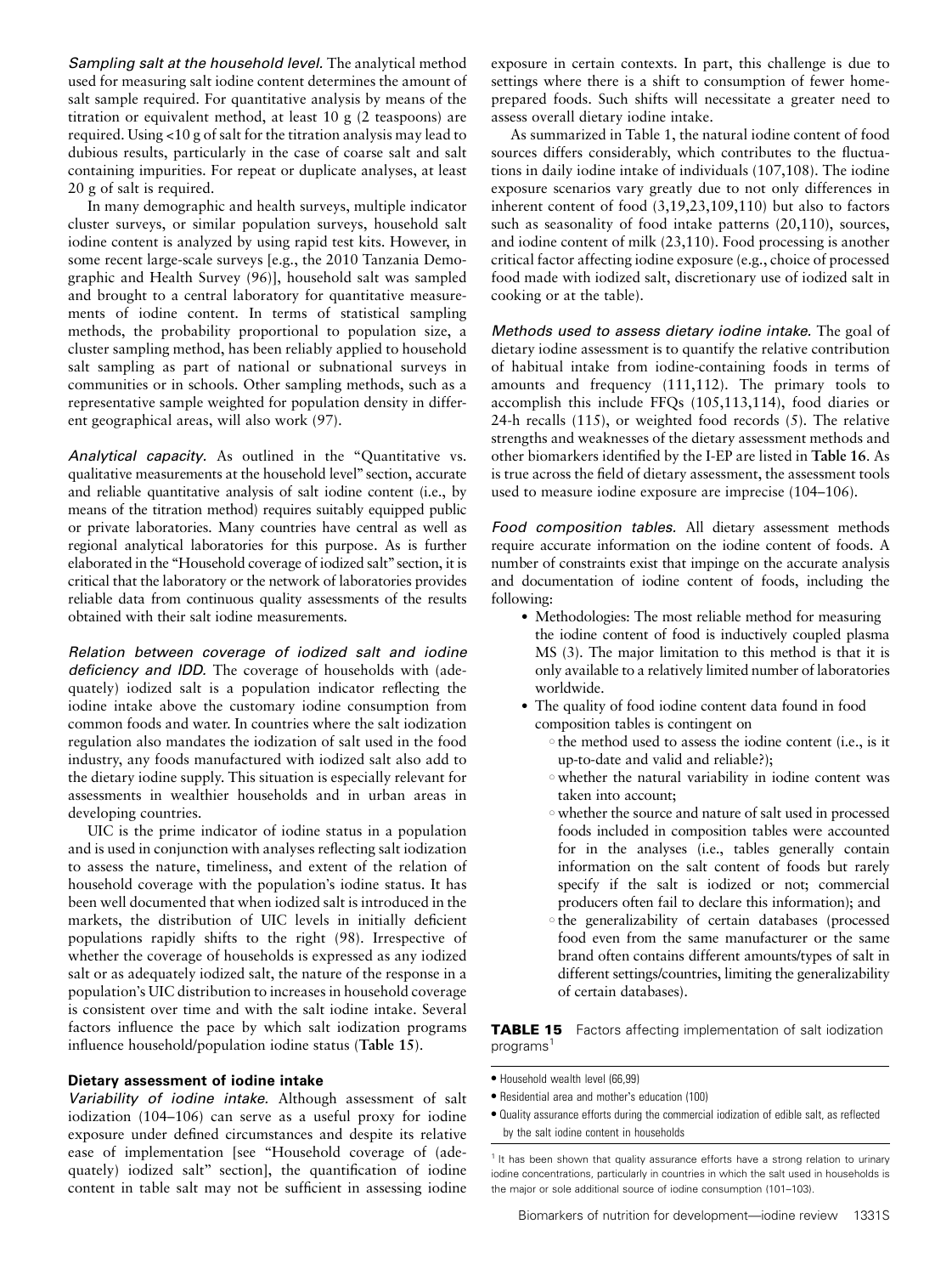*Sampling salt at the household level.* The analytical method used for measuring salt iodine content determines the amount of salt sample required. For quantitative analysis by means of the titration or equivalent method, at least 10 g (2 teaspoons) are required. Using <10 g of salt for the titration analysis may lead to dubious results, particularly in the case of coarse salt and salt containing impurities. For repeat or duplicate analyses, at least 20 g of salt is required.

In many demographic and health surveys, multiple indicator cluster surveys, or similar population surveys, household salt iodine content is analyzed by using rapid test kits. However, in some recent large-scale surveys [e.g., the 2010 Tanzania Demographic and Health Survey (96)], household salt was sampled and brought to a central laboratory for quantitative measurements of iodine content. In terms of statistical sampling methods, the probability proportional to population size, a cluster sampling method, has been reliably applied to household salt sampling as part of national or subnational surveys in communities or in schools. Other sampling methods, such as a representative sample weighted for population density in different geographical areas, will also work (97).

*Analytical capacity.* As outlined in the "Quantitative vs. qualitative measurements at the household level" section, accurate and reliable quantitative analysis of salt iodine content (i.e., by means of the titration method) requires suitably equipped public or private laboratories. Many countries have central as well as regional analytical laboratories for this purpose. As is further elaborated in the "Household coverage of iodized salt" section, it is critical that the laboratory or the network of laboratories provides reliable data from continuous quality assessments of the results obtained with their salt iodine measurements.

*Relation between coverage of iodized salt and iodine deficiency and IDD.* The coverage of households with (adequately) iodized salt is a population indicator reflecting the iodine intake above the customary iodine consumption from common foods and water. In countries where the salt iodization regulation also mandates the iodization of salt used in the food industry, any foods manufactured with iodized salt also add to the dietary iodine supply. This situation is especially relevant for assessments in wealthier households and in urban areas in developing countries.

UIC is the prime indicator of iodine status in a population and is used in conjunction with analyses reflecting salt iodization to assess the nature, timeliness, and extent of the relation of household coverage with the population's iodine status. It has been well documented that when iodized salt is introduced in the markets, the distribution of UIC levels in initially deficient populations rapidly shifts to the right (98). Irrespective of whether the coverage of households is expressed as any iodized salt or as adequately iodized salt, the nature of the response in a population's UIC distribution to increases in household coverage is consistent over time and with the salt iodine intake. Several factors influence the pace by which salt iodization programs influence household/population iodine status (**Table 15**).

### Dietary assessment of iodine intake

*Variability of iodine intake.* Although assessment of salt iodization (104–106) can serve as a useful proxy for iodine exposure under defined circumstances and despite its relative ease of implementation [see "Household coverage of (adequately) iodized salt" section], the quantification of iodine content in table salt may not be sufficient in assessing iodine exposure in certain contexts. In part, this challenge is due to settings where there is a shift to consumption of fewer home-prepared foods. Such shifts will necessitate a greater need to assess overall dietary iodine intake.

As summarized in Table 1, the natural iodine content of food sources differs considerably, which contributes to the fluctuations in daily iodine intake of individuals (107,108). The iodine exposure scenarios vary greatly due to not only differences in inherent content of food (3,19,23,109,110) but also to factors such as seasonality of food intake patterns (20,110), sources, and iodine content of milk (23,110). Food processing is another critical factor affecting iodine exposure (e.g., choice of processed food made with iodized salt, discretionary use of iodized salt in cooking or at the table).

*Methods used to assess dietary iodine intake.* The goal of dietary iodine assessment is to quantify the relative contribution of habitual intake from iodine-containing foods in terms of amounts and frequency (111,112). The primary tools to accomplish this include FFQs (105,113,114), food diaries or 24-h recalls (115), or weighted food records (5). The relative strengths and weaknesses of the dietary assessment methods and other biomarkers identified by the I-EP are listed in **Table 16**. As is true across the field of dietary assessment, the assessment tools used to measure iodine exposure are imprecise (104–106).

*Food composition tables.* All dietary assessment methods require accurate information on the iodine content of foods. A number of constraints exist that impinge on the accurate analysis and documentation of iodine content of foods, including the following:

- Methodologies: The most reliable method for measuring the iodine content of food is inductively coupled plasma MS (3). The major limitation to this method is that it is only available to a relatively limited number of laboratories worldwide.
- The quality of food iodine content data found in food composition tables is contingent on
  - the method used to assess the iodine content (i.e., is it up-to-date and valid and reliable?);
  - whether the natural variability in iodine content was taken into account;
  - whether the source and nature of salt used in processed foods included in composition tables were accounted for in the analyses (i.e., tables generally contain information on the salt content of foods but rarely specify if the salt is iodized or not; commercial producers often fail to declare this information); and
  - the generalizability of certain databases (processed food even from the same manufacturer or the same brand often contains different amounts/types of salt in different settings/countries, limiting the generalizability of certain databases).

**TABLE 15** Factors affecting implementation of salt iodization programs[1]

- Household wealth level (66,99)
- Residential area and mother's education (100)
- Quality assurance efforts during the commercial iodization of edible salt, as reflected by the salt iodine content in households

[1] It has been shown that quality assurance efforts have a strong relation to urinary iodine concentrations, particularly in countries in which the salt used in households is the major or sole additional source of iodine consumption (101–103).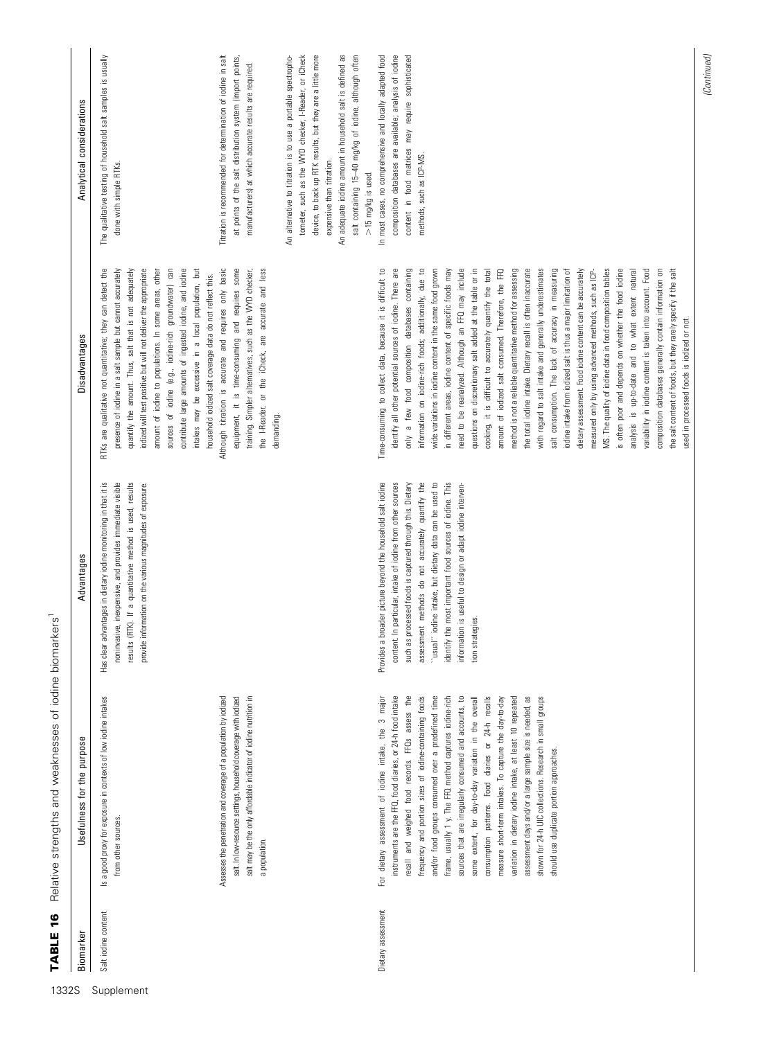**TABLE 16** Relative strengths and weaknesses of iodine biomarkers[1]

| Biomarker | Usefulness for the purpose | Advantages | Disadvantages | Analytical considerations |
|---|---|---|---|---|
| Salt iodine content | Is a good proxy for exposure in contexts of low iodine intakes from other sources. | Has clear advantages in dietary iodine monitoring in that it is noninvasive, inexpensive, and provides immediate visible results (RTK). If a quantitative method is used, results provide information on the various magnitudes of exposure. | RTKs are qualitative not quantitative; they can detect the presence of iodine in a salt sample but cannot accurately quantify the amount. Thus, salt that is not adequately iodized will test positive but will not deliver the appropriate amount of iodine to populations. In some areas, other sources of iodine (e.g., iodine-rich groundwater) can contribute large amounts of ingested iodine, and iodine intakes may be excessive in a local population, but household iodized salt coverage data do not reflect this. | The qualitative testing of household salt samples is usually done with simple RTKs. |
| | Assesses the penetration and coverage of a population by iodized salt. In low-resource settings, household coverage with iodized salt may be the only affordable indicator of iodine nutrition in a population. | | Although titration is accurate and requires only basic equipment, it is time-consuming and requires some training. Simpler alternatives, such as the WYD checker, the I-Reader, or the iCheck, are accurate and less demanding. | Titration is recommended for determination of iodine in salt at points of the salt distribution system (import points, manufacturers) at which accurate results are required. An alternative to titration is to use a portable spectrophotometer, such as the WYD checker, I-Reader, or iCheck device, to back up RTK results, but they are a little more expensive than titration. An adequate iodine amount in household salt is defined as salt containing 15–40 mg/kg of iodine, although often >15 mg/kg is used. |
| Dietary assessment | For dietary assessment of iodine intake, the 3 major instruments are the FFQ, food diaries, or 24-h food intake recall and weighed food records. FFQs assess the frequency and portion sizes of iodine-containing foods and/or food groups consumed over a predefined time frame, usually 1 y. The FFQ method captures iodine-rich sources that are irregularly consumed and accounts, to some extent, for day-to-day variation in the overall consumption patterns. Food diaries or 24-h recalls measure short-term intakes. To capture the day-to-day variation in dietary iodine intake, at least 10 repeated assessment days and/or a large sample size is needed, as shown for 24-h UIC collections. Research in small groups should use duplicate portion approaches. | Provides a broader picture beyond the household salt iodine content. In particular, intake of iodine from other sources such as processed foods is captured through this. Dietary assessment methods do not accurately quantify the "usual" iodine intake, but dietary data can be used to identify the most important food sources of iodine. This information is useful to design or adapt iodine intervention strategies. | Time-consuming to collect data, because it is difficult to identify all other potential sources of iodine. There are only a few food composition databases containing information on iodine-rich foods; additionally, due to wide variations in iodine content in the same food grown in different areas, iodine content of specific foods may need to be reanalyzed. Although an FFQ may include questions on discretionary salt added at the table or in cooking, it is difficult to accurately quantify the total amount of iodized salt consumed. Therefore, the FFQ method is not a reliable quantitative method for assessing the total iodine intake. Dietary recall is often inaccurate with regard to salt intake and generally underestimates salt consumption. The lack of accuracy in measuring iodine intake from iodized salt is thus a major limitation of dietary assessment. Food iodine content can be accurately measured only by using advanced methods, such as ICP-MS. The quality of iodine data in food composition tables is often poor and depends on whether the food iodine analysis is up-to-date and to what extent natural variability in iodine content is taken into account. Food composition databases generally contain information on the salt content of foods, but they rarely specify if the salt used in processed foods is iodized or not. | In most cases, no comprehensive and locally adapted food composition databases are available; analysis of iodine content in food matrices may require sophisticated methods, such as ICP-MS. |

(Continued)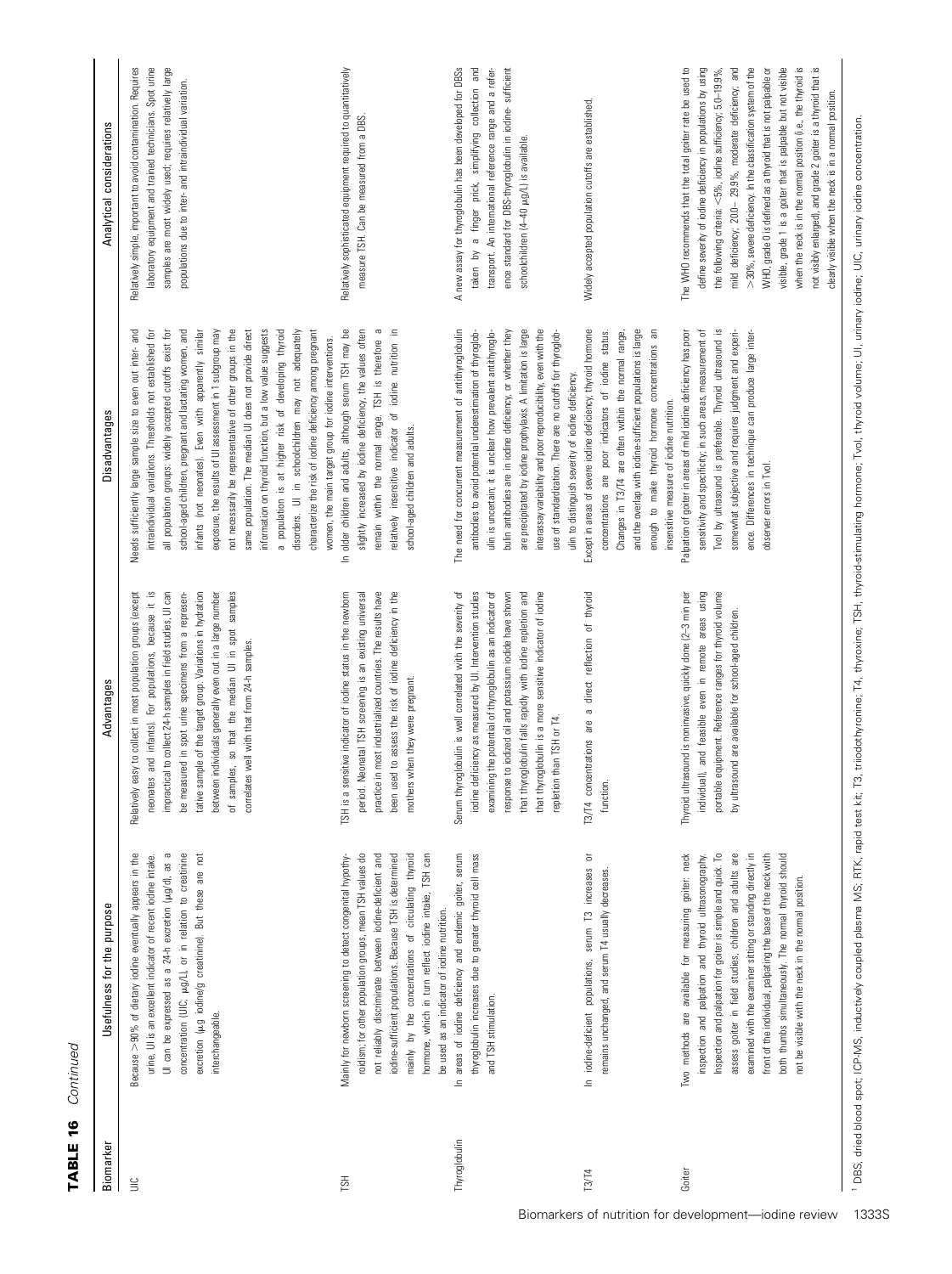**TABLE 16** *Continued*

| Biomarker | Usefulness for the purpose | Advantages | Disadvantages | Analytical considerations |
|---|---|---|---|---|
| UIC | Because >90% of dietary iodine eventually appears in the urine, UI is an excellent indicator of recent iodine intake. UI can be expressed as a 24-h excretion (μg/d), as a concentration (UIC, μg/L), or in relation to creatinine excretion (μg iodine/g creatinine). But these are not interchangeable. | Relatively easy to collect in most population groups (except neonates and infants). For populations, because it is impractical to collect 24-h samples in field studies, UI can be measured in spot urine specimens from a representative sample of the target group. Variations in hydration between individuals generally even out in a large number of samples, so that the median UI in spot samples correlates well with that from 24-h samples. | Needs sufficiently large sample size to even out inter- and intraindividual variations. Thresholds not established for all population groups: widely accepted cutoffs exist for school-aged children, pregnant and lactating women, and infants (not neonates). Even with apparently similar exposure, the results of UI assessment in 1 subgroup may not necessarily be representative of other groups in the same population. The median UI does not provide direct information on thyroid function, but a low value suggests a population is at higher risk of developing thyroid disorders. UI in schoolchildren may not adequately characterize the risk of iodine deficiency among pregnant women, the main target group for iodine interventions. | Relatively simple, important to avoid contamination. Requires laboratory equipment and trained technicians. Spot urine samples are most widely used; requires relatively large populations due to inter- and intraindividual variation. |
| TSH | Mainly for newborn screening to detect congenital hypothyroidism; for other population groups, mean TSH values do not reliably discriminate between iodine-deficient and iodine-sufficient populations. Because TSH is determined mainly by the concentrations of circulating thyroid hormone, which in turn reflect iodine intake, TSH can be used as an indicator of iodine nutrition. | TSH is a sensitive indicator of iodine status in the newborn period. Neonatal TSH screening is an existing universal practice in most industrialized countries. The results have been used to assess the risk of iodine deficiency in the mothers when they were pregnant. | In older children and adults, although serum TSH may be slightly increased by iodine deficiency, the values often remain within the normal range. TSH is therefore a relatively insensitive indicator of iodine nutrition in school-aged children and adults. | Relatively sophisticated equipment required to quantitatively measure TSH. Can be measured from a DBS. |
| Thyroglobulin | In areas of iodine deficiency and endemic goiter, serum thyroglobulin increases due to greater thyroid cell mass and TSH stimulation. | Serum thyroglobulin is well correlated with the severity of iodine deficiency as measured by UI. Intervention studies examining the potential of thyroglobulin as an indicator of response to iodized oil and potassium iodide have shown that thyroglobulin falls rapidly with iodine repletion and that thyroglobulin is a more sensitive indicator of iodine repletion than TSH or T4. | The need for concurrent measurement of antithyroglobulin antibodies to avoid potential underestimation of thyroglobulin is uncertain; it is unclear how prevalent antithyroglobulin antibodies are in iodine deficiency, or whether they are precipitated by iodine prophylaxis. A limitation is large interassay variability and poor reproducibility, even with the use of standardization. There are no cutoffs for thyroglobulin to distinguish severity of iodine deficiency. | A new assay for thyroglobulin has been developed for DBSs taken by a finger prick, simplifying collection and transport. An international reference range and a reference standard for DBS-thyroglobulin in iodine- sufficient schoolchildren (4–40 μg/L) is available. |
| T3/T4 | In iodine-deficient populations, serum T3 increases or remains unchanged, and serum T4 usually decreases. | T3/T4 concentrations are a direct reflection of thyroid function. | Except in areas of severe iodine deficiency, thyroid hormone concentrations are poor indicators of iodine status. Changes in T3/T4 are often within the normal range, and the overlap with iodine-sufficient populations is large enough to make thyroid hormone concentrations an insensitive measure of iodine nutrition. | Widely accepted population cutoffs are established. |
| Goiter | Two methods are available for measuring goiter: neck inspection and palpation and thyroid ultrasonography. Inspection and palpation for goiter is simple and quick. To assess goiter in field studies, children and adults are examined with the examiner sitting or standing directly in front of the individual, palpating the base of the neck with both thumbs simultaneously. The normal thyroid should not be visible with the neck in the normal position. | Thyroid ultrasound is noninvasive, quickly done (2–3 min per individual), and feasible even in remote areas using portable equipment. Reference ranges for thyroid volume by ultrasound are available for school-aged children. | Palpation of goiter in areas of mild iodine deficiency has poor sensitivity and specificity; in such areas, measurement of Tvol by ultrasound is preferable. Thyroid ultrasound is somewhat subjective and requires judgment and experience. Differences in technique can produce large inter-observer errors in Tvol. | The WHO recommends that the total goiter rate be used to define severity of iodine deficiency in populations by using the following criteria: <5%, iodine sufficiency; 5.0–19.9%, mild deficiency; 20.0– 29.9%, moderate deficiency; and >30%, severe deficiency. In the classification system of the WHO, grade 0 is defined as a thyroid that is not palpable or visible, grade 1 is a goiter that is palpable but not visible when the neck is in the normal position (i.e., the thyroid is not visibly enlarged), and grade 2 goiter is a thyroid that is clearly visible when the neck is in a normal position. |

[1] DBS, dried blood spot; ICP-MS, inductively coupled plasma MS; RTK, rapid test kit; T3, triiodothyronine; T4, thyroxine; TSH, thyroid-stimulating hormone; Tvol, thyroid volume; UI, urinary iodine; UIC, urinary iodine concentration.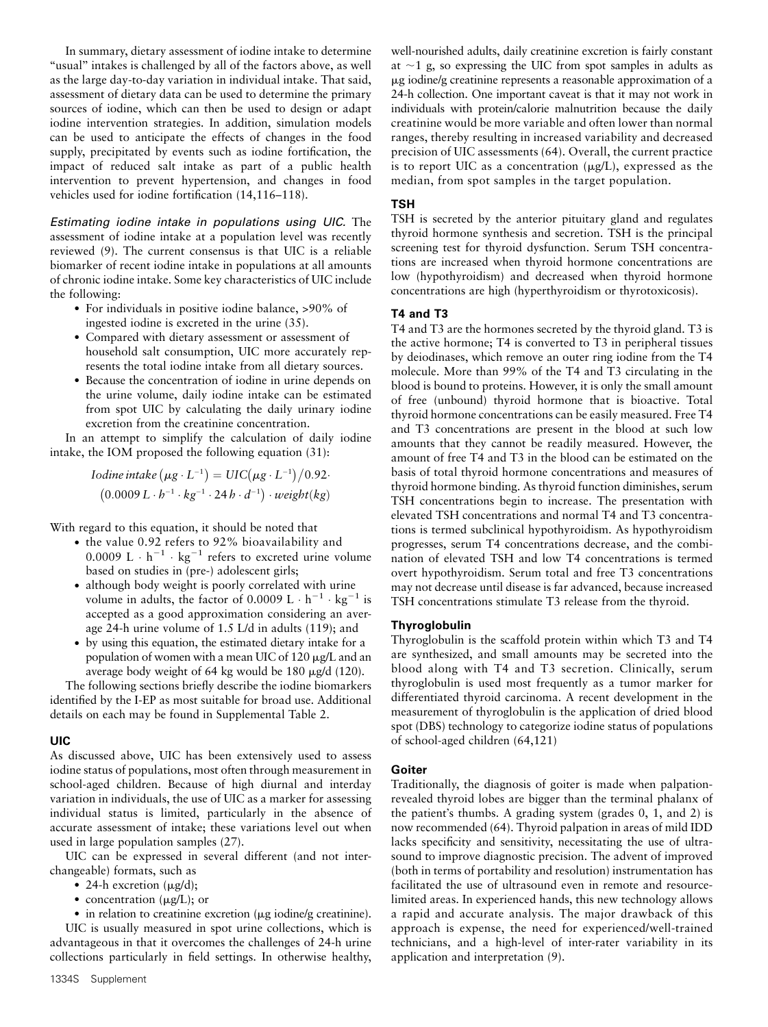In summary, dietary assessment of iodine intake to determine "usual" intakes is challenged by all of the factors above, as well as the large day-to-day variation in individual intake. That said, assessment of dietary data can be used to determine the primary sources of iodine, which can then be used to design or adapt iodine intervention strategies. In addition, simulation models can be used to anticipate the effects of changes in the food supply, precipitated by events such as iodine fortification, the impact of reduced salt intake as part of a public health intervention to prevent hypertension, and changes in food vehicles used for iodine fortification (14,116–118).

*Estimating iodine intake in populations using UIC.* The assessment of iodine intake at a population level was recently reviewed (9). The current consensus is that UIC is a reliable biomarker of recent iodine intake in populations at all amounts of chronic iodine intake. Some key characteristics of UIC include the following:

- For individuals in positive iodine balance, >90% of ingested iodine is excreted in the urine (35).
- Compared with dietary assessment or assessment of household salt consumption, UIC more accurately represents the total iodine intake from all dietary sources.
- Because the concentration of iodine in urine depends on the urine volume, daily iodine intake can be estimated from spot UIC by calculating the daily urinary iodine excretion from the creatinine concentration.

In an attempt to simplify the calculation of daily iodine intake, the IOM proposed the following equation (31):

$$Iodine\,intake\left(\mu g \cdot L^{-1}\right) = UIC\left(\mu g \cdot L^{-1}\right)/0.92 \cdot \left(0.0009\,L \cdot h^{-1} \cdot kg^{-1} \cdot 24\,h \cdot d^{-1}\right) \cdot weight(kg)$$

With regard to this equation, it should be noted that

- the value 0.92 refers to 92% bioavailability and $0.0009\ L \cdot h^{-1} \cdot kg^{-1}$ refers to excreted urine volume based on studies in (pre-) adolescent girls;
- although body weight is poorly correlated with urine volume in adults, the factor of $0.0009\ L \cdot h^{-1} \cdot kg^{-1}$ is accepted as a good approximation considering an average 24-h urine volume of 1.5 L/d in adults (119); and
- by using this equation, the estimated dietary intake for a population of women with a mean UIC of 120 μg/L and an average body weight of 64 kg would be 180 μg/d (120).

The following sections briefly describe the iodine biomarkers identified by the I-EP as most suitable for broad use. Additional details on each may be found in Supplemental Table 2.

### UIC

As discussed above, UIC has been extensively used to assess iodine status of populations, most often through measurement in school-aged children. Because of high diurnal and interday variation in individuals, the use of UIC as a marker for assessing individual status is limited, particularly in the absence of accurate assessment of intake; these variations level out when used in large population samples (27).

UIC can be expressed in several different (and not interchangeable) formats, such as

- 24-h excretion (μg/d);
- concentration (μg/L); or
- in relation to creatinine excretion (μg iodine/g creatinine).

UIC is usually measured in spot urine collections, which is advantageous in that it overcomes the challenges of 24-h urine collections particularly in field settings. In otherwise healthy, well-nourished adults, daily creatinine excretion is fairly constant at ~1 g, so expressing the UIC from spot samples in adults as μg iodine/g creatinine represents a reasonable approximation of a 24-h collection. One important caveat is that it may not work in individuals with protein/calorie malnutrition because the daily creatinine would be more variable and often lower than normal ranges, thereby resulting in increased variability and decreased precision of UIC assessments (64). Overall, the current practice is to report UIC as a concentration (μg/L), expressed as the median, from spot samples in the target population.

### TSH

TSH is secreted by the anterior pituitary gland and regulates thyroid hormone synthesis and secretion. TSH is the principal screening test for thyroid dysfunction. Serum TSH concentrations are increased when thyroid hormone concentrations are low (hypothyroidism) and decreased when thyroid hormone concentrations are high (hyperthyroidism or thyrotoxicosis).

### T4 and T3

T4 and T3 are the hormones secreted by the thyroid gland. T3 is the active hormone; T4 is converted to T3 in peripheral tissues by deiodinases, which remove an outer ring iodine from the T4 molecule. More than 99% of the T4 and T3 circulating in the blood is bound to proteins. However, it is only the small amount of free (unbound) thyroid hormone that is bioactive. Total thyroid hormone concentrations can be easily measured. Free T4 and T3 concentrations are present in the blood at such low amounts that they cannot be readily measured. However, the amount of free T4 and T3 in the blood can be estimated on the basis of total thyroid hormone concentrations and measures of thyroid hormone binding. As thyroid function diminishes, serum TSH concentrations begin to increase. The presentation with elevated TSH concentrations and normal T4 and T3 concentrations is termed subclinical hypothyroidism. As hypothyroidism progresses, serum T4 concentrations decrease, and the combination of elevated TSH and low T4 concentrations is termed overt hypothyroidism. Serum total and free T3 concentrations may not decrease until disease is far advanced, because increased TSH concentrations stimulate T3 release from the thyroid.

### Thyroglobulin

Thyroglobulin is the scaffold protein within which T3 and T4 are synthesized, and small amounts may be secreted into the blood along with T4 and T3 secretion. Clinically, serum thyroglobulin is used most frequently as a tumor marker for differentiated thyroid carcinoma. A recent development in the measurement of thyroglobulin is the application of dried blood spot (DBS) technology to categorize iodine status of populations of school-aged children (64,121)

### Goiter

Traditionally, the diagnosis of goiter is made when palpation-revealed thyroid lobes are bigger than the terminal phalanx of the patient's thumbs. A grading system (grades 0, 1, and 2) is now recommended (64). Thyroid palpation in areas of mild IDD lacks specificity and sensitivity, necessitating the use of ultrasound to improve diagnostic precision. The advent of improved (both in terms of portability and resolution) instrumentation has facilitated the use of ultrasound even in remote and resource-limited areas. In experienced hands, this new technology allows a rapid and accurate analysis. The major drawback of this approach is expense, the need for experienced/well-trained technicians, and a high-level of inter-rater variability in its application and interpretation (9).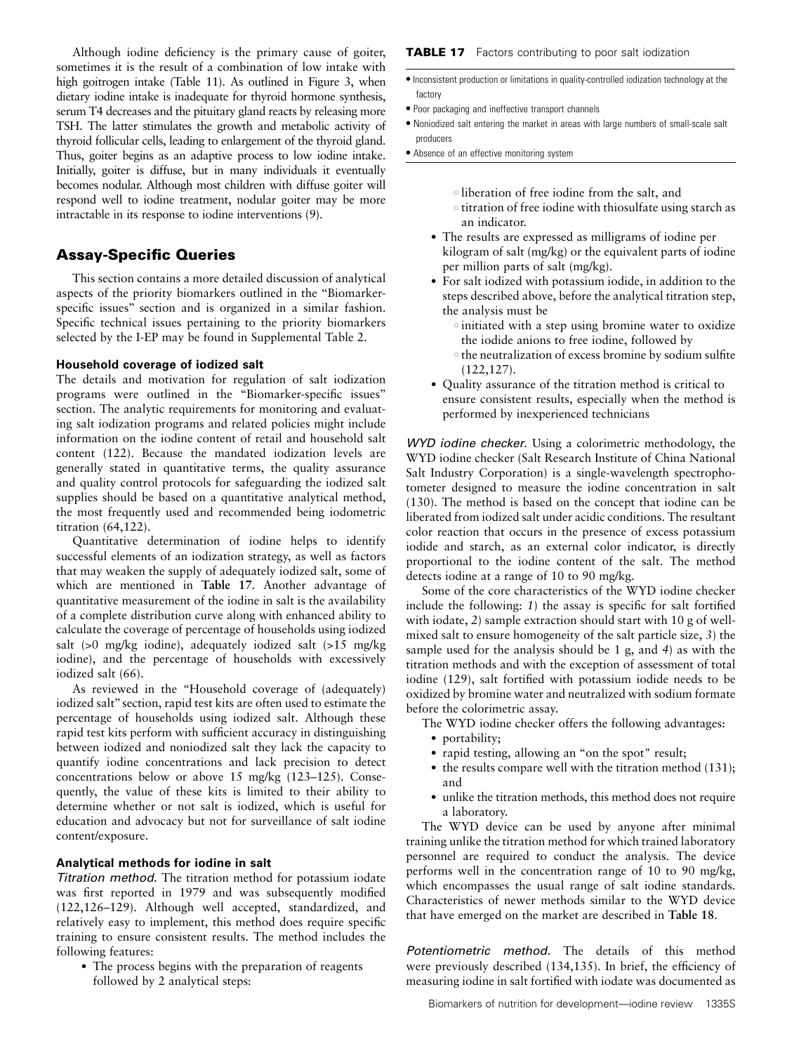Although iodine deficiency is the primary cause of goiter, sometimes it is the result of a combination of low intake with high goitrogen intake (Table 11). As outlined in Figure 3, when dietary iodine intake is inadequate for thyroid hormone synthesis, serum T4 decreases and the pituitary gland reacts by releasing more TSH. The latter stimulates the growth and metabolic activity of thyroid follicular cells, leading to enlargement of the thyroid gland. Thus, goiter begins as an adaptive process to low iodine intake. Initially, goiter is diffuse, but in many individuals it eventually becomes nodular. Although most children with diffuse goiter will respond well to iodine treatment, nodular goiter may be more intractable in its response to iodine interventions (9).

## Assay-Specific Queries

This section contains a more detailed discussion of analytical aspects of the priority biomarkers outlined in the "Biomarker-specific issues" section and is organized in a similar fashion. Specific technical issues pertaining to the priority biomarkers selected by the I-EP may be found in Supplemental Table 2.

### Household coverage of iodized salt

The details and motivation for regulation of salt iodization programs were outlined in the "Biomarker-specific issues" section. The analytic requirements for monitoring and evaluating salt iodization programs and related policies might include information on the iodine content of retail and household salt content (122). Because the mandated iodization levels are generally stated in quantitative terms, the quality assurance and quality control protocols for safeguarding the iodized salt supplies should be based on a quantitative analytical method, the most frequently used and recommended being iodometric titration (64,122).

Quantitative determination of iodine helps to identify successful elements of an iodization strategy, as well as factors that may weaken the supply of adequately iodized salt, some of which are mentioned in **Table 17**. Another advantage of quantitative measurement of the iodine in salt is the availability of a complete distribution curve along with enhanced ability to calculate the coverage of percentage of households using iodized salt (>0 mg/kg iodine), adequately iodized salt (>15 mg/kg iodine), and the percentage of households with excessively iodized salt (66).

**TABLE 17** Factors contributing to poor salt iodization

- Inconsistent production or limitations in quality-controlled iodization technology at the factory
- Poor packaging and ineffective transport channels
- Noniodized salt entering the market in areas with large numbers of small-scale salt producers
- Absence of an effective monitoring system

As reviewed in the "Household coverage of (adequately) iodized salt" section, rapid test kits are often used to estimate the percentage of households using iodized salt. Although these rapid test kits perform with sufficient accuracy in distinguishing between iodized and noniodized salt they lack the capacity to quantify iodine concentrations and lack precision to detect concentrations below or above 15 mg/kg (123–125). Consequently, the value of these kits is limited to their ability to determine whether or not salt is iodized, which is useful for education and advocacy but not for surveillance of salt iodine content/exposure.

### Analytical methods for iodine in salt

*Titration method.* The titration method for potassium iodate was first reported in 1979 and was subsequently modified (122,126–129). Although well accepted, standardized, and relatively easy to implement, this method does require specific training to ensure consistent results. The method includes the following features:

- The process begins with the preparation of reagents followed by 2 analytical steps:
  - liberation of free iodine from the salt, and
  - titration of free iodine with thiosulfate using starch as an indicator.
- The results are expressed as milligrams of iodine per kilogram of salt (mg/kg) or the equivalent parts of iodine per million parts of salt (mg/kg).
- For salt iodized with potassium iodide, in addition to the steps described above, before the analytical titration step, the analysis must be
  - initiated with a step using bromine water to oxidize the iodide anions to free iodine, followed by
  - the neutralization of excess bromine by sodium sulfite (122,127).
- Quality assurance of the titration method is critical to ensure consistent results, especially when the method is performed by inexperienced technicians

*WYD iodine checker.* Using a colorimetric methodology, the WYD iodine checker (Salt Research Institute of China National Salt Industry Corporation) is a single-wavelength spectrophotometer designed to measure the iodine concentration in salt (130). The method is based on the concept that iodine can be liberated from iodized salt under acidic conditions. The resultant color reaction that occurs in the presence of excess potassium iodide and starch, as an external color indicator, is directly proportional to the iodine content of the salt. The method detects iodine at a range of 10 to 90 mg/kg.

Some of the core characteristics of the WYD iodine checker include the following: *1*) the assay is specific for salt fortified with iodate, *2*) sample extraction should start with 10 g of well-mixed salt to ensure homogeneity of the salt particle size, *3*) the sample used for the analysis should be 1 g, and *4*) as with the titration methods and with the exception of assessment of total iodine (129), salt fortified with potassium iodide needs to be oxidized by bromine water and neutralized with sodium formate before the colorimetric assay.

The WYD iodine checker offers the following advantages:

- portability;
- rapid testing, allowing an "on the spot" result;
- the results compare well with the titration method (131); and
- unlike the titration methods, this method does not require a laboratory.

The WYD device can be used by anyone after minimal training unlike the titration method for which trained laboratory personnel are required to conduct the analysis. The device performs well in the concentration range of 10 to 90 mg/kg, which encompasses the usual range of salt iodine standards. Characteristics of newer methods similar to the WYD device that have emerged on the market are described in **Table 18**.

*Potentiometric method.* The details of this method were previously described (134,135). In brief, the efficiency of measuring iodine in salt fortified with iodate was documented as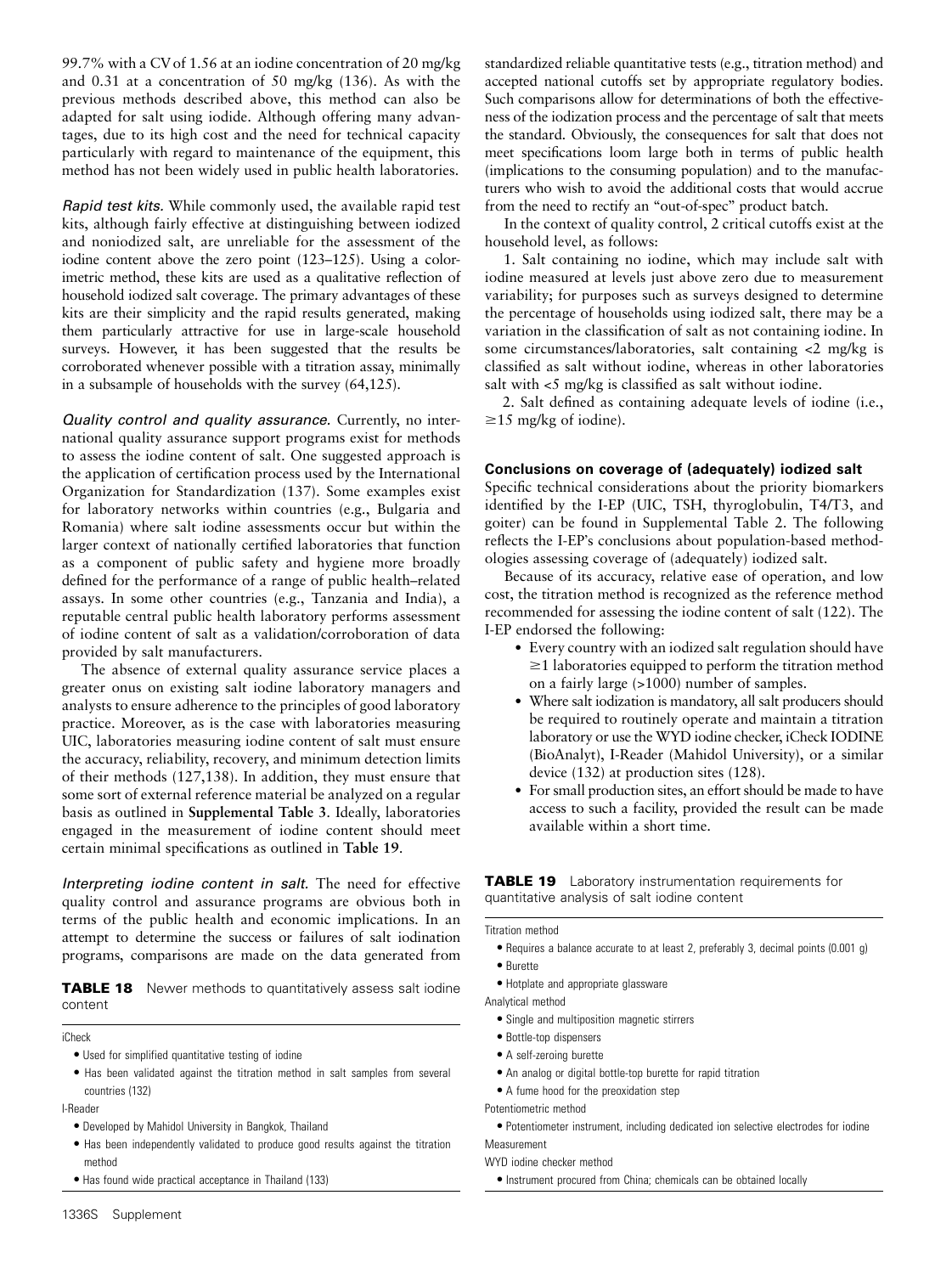99.7% with a CV of 1.56 at an iodine concentration of 20 mg/kg and 0.31 at a concentration of 50 mg/kg (136). As with the previous methods described above, this method can also be adapted for salt using iodide. Although offering many advantages, due to its high cost and the need for technical capacity particularly with regard to maintenance of the equipment, this method has not been widely used in public health laboratories.

*Rapid test kits.* While commonly used, the available rapid test kits, although fairly effective at distinguishing between iodized and noniodized salt, are unreliable for the assessment of the iodine content above the zero point (123–125). Using a colorimetric method, these kits are used as a qualitative reflection of household iodized salt coverage. The primary advantages of these kits are their simplicity and the rapid results generated, making them particularly attractive for use in large-scale household surveys. However, it has been suggested that the results be corroborated whenever possible with a titration assay, minimally in a subsample of households with the survey (64,125).

*Quality control and quality assurance.* Currently, no international quality assurance support programs exist for methods to assess the iodine content of salt. One suggested approach is the application of certification process used by the International Organization for Standardization (137). Some examples exist for laboratory networks within countries (e.g., Bulgaria and Romania) where salt iodine assessments occur but within the larger context of nationally certified laboratories that function as a component of public safety and hygiene more broadly defined for the performance of a range of public health–related assays. In some other countries (e.g., Tanzania and India), a reputable central public health laboratory performs assessment of iodine content of salt as a validation/corroboration of data provided by salt manufacturers.

The absence of external quality assurance service places a greater onus on existing salt iodine laboratory managers and analysts to ensure adherence to the principles of good laboratory practice. Moreover, as is the case with laboratories measuring UIC, laboratories measuring iodine content of salt must ensure the accuracy, reliability, recovery, and minimum detection limits of their methods (127,138). In addition, they must ensure that some sort of external reference material be analyzed on a regular basis as outlined in **Supplemental Table 3**. Ideally, laboratories engaged in the measurement of iodine content should meet certain minimal specifications as outlined in **Table 19**.

*Interpreting iodine content in salt.* The need for effective quality control and assurance programs are obvious both in terms of the public health and economic implications. In an attempt to determine the success or failures of salt iodination programs, comparisons are made on the data generated from standardized reliable quantitative tests (e.g., titration method) and accepted national cutoffs set by appropriate regulatory bodies. Such comparisons allow for determinations of both the effectiveness of the iodization process and the percentage of salt that meets the standard. Obviously, the consequences for salt that does not meet specifications loom large both in terms of public health (implications to the consuming population) and to the manufacturers who wish to avoid the additional costs that would accrue from the need to rectify an "out-of-spec" product batch.

In the context of quality control, 2 critical cutoffs exist at the household level, as follows:

1. Salt containing no iodine, which may include salt with iodine measured at levels just above zero due to measurement variability; for purposes such as surveys designed to determine the percentage of households using iodized salt, there may be a variation in the classification of salt as not containing iodine. In some circumstances/laboratories, salt containing <2 mg/kg is classified as salt without iodine, whereas in other laboratories salt with <5 mg/kg is classified as salt without iodine.
2. Salt defined as containing adequate levels of iodine (i.e., ≥15 mg/kg of iodine).

### Conclusions on coverage of (adequately) iodized salt

Specific technical considerations about the priority biomarkers identified by the I-EP (UIC, TSH, thyroglobulin, T4/T3, and goiter) can be found in Supplemental Table 2. The following reflects the I-EP's conclusions about population-based methodologies assessing coverage of (adequately) iodized salt.

Because of its accuracy, relative ease of operation, and low cost, the titration method is recognized as the reference method recommended for assessing the iodine content of salt (122). The I-EP endorsed the following:

- Every country with an iodized salt regulation should have ≥1 laboratories equipped to perform the titration method on a fairly large (>1000) number of samples.
- Where salt iodization is mandatory, all salt producers should be required to routinely operate and maintain a titration laboratory or use the WYD iodine checker, iCheck IODINE (BioAnalyt), I-Reader (Mahidol University), or a similar device (132) at production sites (128).
- For small production sites, an effort should be made to have access to such a facility, provided the result can be made available within a short time.

**TABLE 18** Newer methods to quantitatively assess salt iodine content

iCheck
- Used for simplified quantitative testing of iodine
- Has been validated against the titration method in salt samples from several countries (132)

I-Reader
- Developed by Mahidol University in Bangkok, Thailand
- Has been independently validated to produce good results against the titration method
- Has found wide practical acceptance in Thailand (133)

**TABLE 19** Laboratory instrumentation requirements for quantitative analysis of salt iodine content

Titration method
- Requires a balance accurate to at least 2, preferably 3, decimal points (0.001 g)
- Burette
- Hotplate and appropriate glassware

Analytical method
- Single and multiposition magnetic stirrers
- Bottle-top dispensers
- A self-zeroing burette
- An analog or digital bottle-top burette for rapid titration
- A fume hood for the preoxidation step

Potentiometric method
- Potentiometer instrument, including dedicated ion selective electrodes for iodine Measurement

WYD iodine checker method
- Instrument procured from China; chemicals can be obtained locally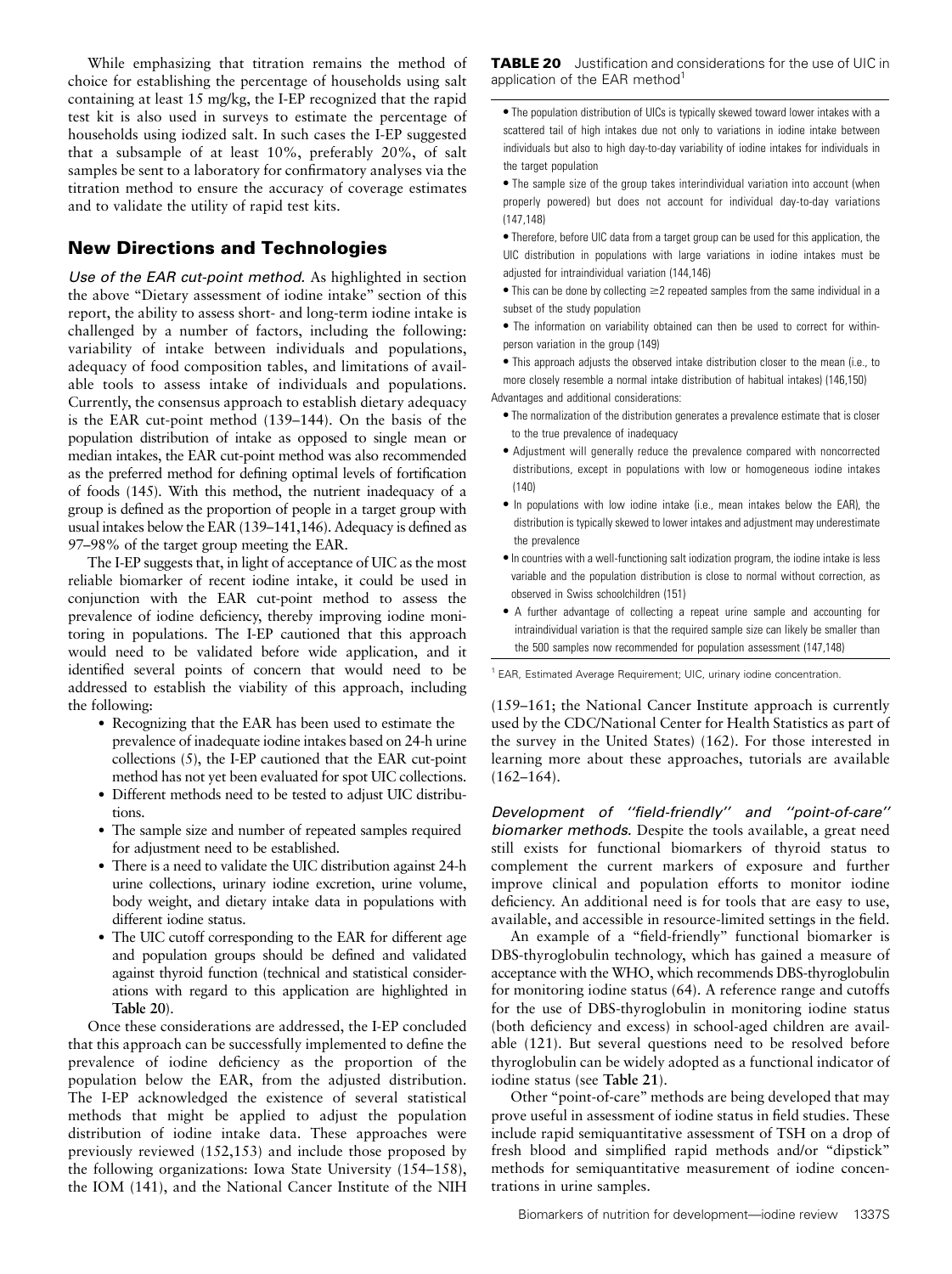While emphasizing that titration remains the method of choice for establishing the percentage of households using salt containing at least 15 mg/kg, the I-EP recognized that the rapid test kit is also used in surveys to estimate the percentage of households using iodized salt. In such cases the I-EP suggested that a subsample of at least 10%, preferably 20%, of salt samples be sent to a laboratory for confirmatory analyses via the titration method to ensure the accuracy of coverage estimates and to validate the utility of rapid test kits.

## New Directions and Technologies

*Use of the EAR cut-point method.* As highlighted in section the above "Dietary assessment of iodine intake" section of this report, the ability to assess short- and long-term iodine intake is challenged by a number of factors, including the following: variability of intake between individuals and populations, adequacy of food composition tables, and limitations of available tools to assess intake of individuals and populations. Currently, the consensus approach to establish dietary adequacy is the EAR cut-point method (139–144). On the basis of the population distribution of intake as opposed to single mean or median intakes, the EAR cut-point method was also recommended as the preferred method for defining optimal levels of fortification of foods (145). With this method, the nutrient inadequacy of a group is defined as the proportion of people in a target group with usual intakes below the EAR (139–141,146). Adequacy is defined as 97–98% of the target group meeting the EAR.

The I-EP suggests that, in light of acceptance of UIC as the most reliable biomarker of recent iodine intake, it could be used in conjunction with the EAR cut-point method to assess the prevalence of iodine deficiency, thereby improving iodine monitoring in populations. The I-EP cautioned that this approach would need to be validated before wide application, and it identified several points of concern that would need to be addressed to establish the viability of this approach, including the following:

- Recognizing that the EAR has been used to estimate the prevalence of inadequate iodine intakes based on 24-h urine collections (5), the I-EP cautioned that the EAR cut-point method has not yet been evaluated for spot UIC collections.
- Different methods need to be tested to adjust UIC distributions.
- The sample size and number of repeated samples required for adjustment need to be established.
- There is a need to validate the UIC distribution against 24-h urine collections, urinary iodine excretion, urine volume, body weight, and dietary intake data in populations with different iodine status.
- The UIC cutoff corresponding to the EAR for different age and population groups should be defined and validated against thyroid function (technical and statistical considerations with regard to this application are highlighted in **Table 20**).

Once these considerations are addressed, the I-EP concluded that this approach can be successfully implemented to define the prevalence of iodine deficiency as the proportion of the population below the EAR, from the adjusted distribution. The I-EP acknowledged the existence of several statistical methods that might be applied to adjust the population distribution of iodine intake data. These approaches were previously reviewed (152,153) and include those proposed by the following organizations: Iowa State University (154–158), the IOM (141), and the National Cancer Institute of the NIH (159–161; the National Cancer Institute approach is currently used by the CDC/National Center for Health Statistics as part of the survey in the United States) (162). For those interested in learning more about these approaches, tutorials are available (162–164).

**TABLE 20** Justification and considerations for the use of UIC in application of the EAR method[1]

- The population distribution of UICs is typically skewed toward lower intakes with a scattered tail of high intakes due not only to variations in iodine intake between individuals but also to high day-to-day variability of iodine intakes for individuals in the target population
- The sample size of the group takes interindividual variation into account (when properly powered) but does not account for individual day-to-day variations (147,148)
- Therefore, before UIC data from a target group can be used for this application, the UIC distribution in populations with large variations in iodine intakes must be adjusted for intraindividual variation (144,146)
- This can be done by collecting ≥2 repeated samples from the same individual in a subset of the study population
- The information on variability obtained can then be used to correct for within-person variation in the group (149)
- This approach adjusts the observed intake distribution closer to the mean (i.e., to more closely resemble a normal intake distribution of habitual intakes) (146,150)

Advantages and additional considerations:

- The normalization of the distribution generates a prevalence estimate that is closer to the true prevalence of inadequacy
- Adjustment will generally reduce the prevalence compared with noncorrected distributions, except in populations with low or homogeneous iodine intakes (140)
- In populations with low iodine intake (i.e., mean intakes below the EAR), the distribution is typically skewed to lower intakes and adjustment may underestimate the prevalence
- In countries with a well-functioning salt iodization program, the iodine intake is less variable and the population distribution is close to normal without correction, as observed in Swiss schoolchildren (151)
- A further advantage of collecting a repeat urine sample and accounting for intraindividual variation is that the required sample size can likely be smaller than the 500 samples now recommended for population assessment (147,148)

[1] EAR, Estimated Average Requirement; UIC, urinary iodine concentration.

*Development of "field-friendly" and "point-of-care" biomarker methods.* Despite the tools available, a great need still exists for functional biomarkers of thyroid status to complement the current markers of exposure and further improve clinical and population efforts to monitor iodine deficiency. An additional need is for tools that are easy to use, available, and accessible in resource-limited settings in the field.

An example of a "field-friendly" functional biomarker is DBS-thyroglobulin technology, which has gained a measure of acceptance with the WHO, which recommends DBS-thyroglobulin for monitoring iodine status (64). A reference range and cutoffs for the use of DBS-thyroglobulin in monitoring iodine status (both deficiency and excess) in school-aged children are available (121). But several questions need to be resolved before thyroglobulin can be widely adopted as a functional indicator of iodine status (see **Table 21**).

Other "point-of-care" methods are being developed that may prove useful in assessment of iodine status in field studies. These include rapid semiquantitative assessment of TSH on a drop of fresh blood and simplified rapid methods and/or "dipstick" methods for semiquantitative measurement of iodine concentrations in urine samples.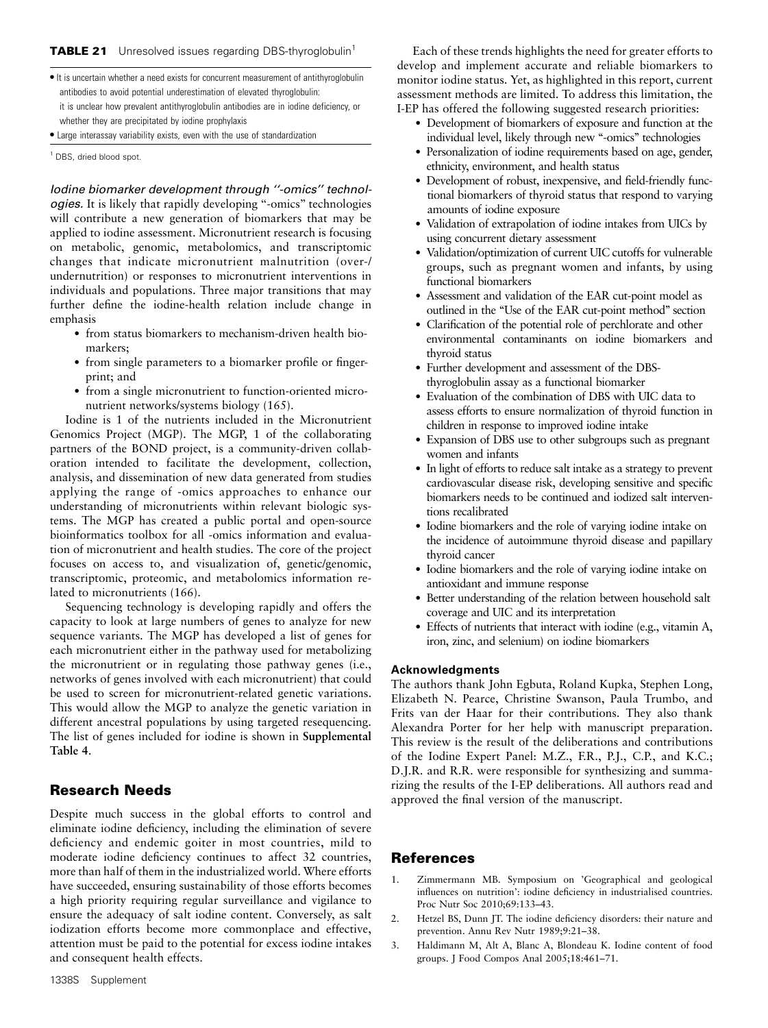**TABLE 21** Unresolved issues regarding DBS-thyroglobulin[1]

| |
|---|
| • It is uncertain whether a need exists for concurrent measurement of antithyroglobulin antibodies to avoid potential underestimation of elevated thyroglobulin: it is unclear how prevalent antithyroglobulin antibodies are in iodine deficiency, or whether they are precipitated by iodine prophylaxis |
| • Large interassay variability exists, even with the use of standardization |

[1] DBS, dried blood spot.

*Iodine biomarker development through "-omics" technologies.* It is likely that rapidly developing "-omics" technologies will contribute a new generation of biomarkers that may be applied to iodine assessment. Micronutrient research is focusing on metabolic, genomic, metabolomics, and transcriptomic changes that indicate micronutrient malnutrition (over-/undernutrition) or responses to micronutrient interventions in individuals and populations. Three major transitions that may further define the iodine-health relation include change in emphasis

- from status biomarkers to mechanism-driven health biomarkers;
- from single parameters to a biomarker profile or fingerprint; and
- from a single micronutrient to function-oriented micronutrient networks/systems biology (165).

Iodine is 1 of the nutrients included in the Micronutrient Genomics Project (MGP). The MGP, 1 of the collaborating partners of the BOND project, is a community-driven collaboration intended to facilitate the development, collection, analysis, and dissemination of new data generated from studies applying the range of -omics approaches to enhance our understanding of micronutrients within relevant biologic systems. The MGP has created a public portal and open-source bioinformatics toolbox for all -omics information and evaluation of micronutrient and health studies. The core of the project focuses on access to, and visualization of, genetic/genomic, transcriptomic, proteomic, and metabolomics information related to micronutrients (166).

Sequencing technology is developing rapidly and offers the capacity to look at large numbers of genes to analyze for new sequence variants. The MGP has developed a list of genes for each micronutrient either in the pathway used for metabolizing the micronutrient or in regulating those pathway genes (i.e., networks of genes involved with each micronutrient) that could be used to screen for micronutrient-related genetic variations. This would allow the MGP to analyze the genetic variation in different ancestral populations by using targeted resequencing. The list of genes included for iodine is shown in **Supplemental Table 4**.

## Research Needs

Despite much success in the global efforts to control and eliminate iodine deficiency, including the elimination of severe deficiency and endemic goiter in most countries, mild to moderate iodine deficiency continues to affect 32 countries, more than half of them in the industrialized world. Where efforts have succeeded, ensuring sustainability of those efforts becomes a high priority requiring regular surveillance and vigilance to ensure the adequacy of salt iodine content. Conversely, as salt iodization efforts become more commonplace and effective, attention must be paid to the potential for excess iodine intakes and consequent health effects.

Each of these trends highlights the need for greater efforts to develop and implement accurate and reliable biomarkers to monitor iodine status. Yet, as highlighted in this report, current assessment methods are limited. To address this limitation, the I-EP has offered the following suggested research priorities:

- Development of biomarkers of exposure and function at the individual level, likely through new "-omics" technologies
- Personalization of iodine requirements based on age, gender, ethnicity, environment, and health status
- Development of robust, inexpensive, and field-friendly functional biomarkers of thyroid status that respond to varying amounts of iodine exposure
- Validation of extrapolation of iodine intakes from UICs by using concurrent dietary assessment
- Validation/optimization of current UIC cutoffs for vulnerable groups, such as pregnant women and infants, by using functional biomarkers
- Assessment and validation of the EAR cut-point model as outlined in the "Use of the EAR cut-point method" section
- Clarification of the potential role of perchlorate and other environmental contaminants on iodine biomarkers and thyroid status
- Further development and assessment of the DBS-thyroglobulin assay as a functional biomarker
- Evaluation of the combination of DBS with UIC data to assess efforts to ensure normalization of thyroid function in children in response to improved iodine intake
- Expansion of DBS use to other subgroups such as pregnant women and infants
- In light of efforts to reduce salt intake as a strategy to prevent cardiovascular disease risk, developing sensitive and specific biomarkers needs to be continued and iodized salt interventions recalibrated
- Iodine biomarkers and the role of varying iodine intake on the incidence of autoimmune thyroid disease and papillary thyroid cancer
- Iodine biomarkers and the role of varying iodine intake on antioxidant and immune response
- Better understanding of the relation between household salt coverage and UIC and its interpretation
- Effects of nutrients that interact with iodine (e.g., vitamin A, iron, zinc, and selenium) on iodine biomarkers

### Acknowledgments

The authors thank John Egbuta, Roland Kupka, Stephen Long, Elizabeth N. Pearce, Christine Swanson, Paula Trumbo, and Frits van der Haar for their contributions. They also thank Alexandra Porter for her help with manuscript preparation. This review is the result of the deliberations and contributions of the Iodine Expert Panel: M.Z., F.R., P.J., C.P., and K.C.; D.J.R. and R.R. were responsible for synthesizing and summarizing the results of the I-EP deliberations. All authors read and approved the final version of the manuscript.

## References

1. Zimmermann MB. Symposium on 'Geographical and geological influences on nutrition': iodine deficiency in industrialised countries. Proc Nutr Soc 2010;69:133–43.
2. Hetzel BS, Dunn JT. The iodine deficiency disorders: their nature and prevention. Annu Rev Nutr 1989;9:21–38.
3. Haldimann M, Alt A, Blanc A, Blondeau K. Iodine content of food groups. J Food Compos Anal 2005;18:461–71.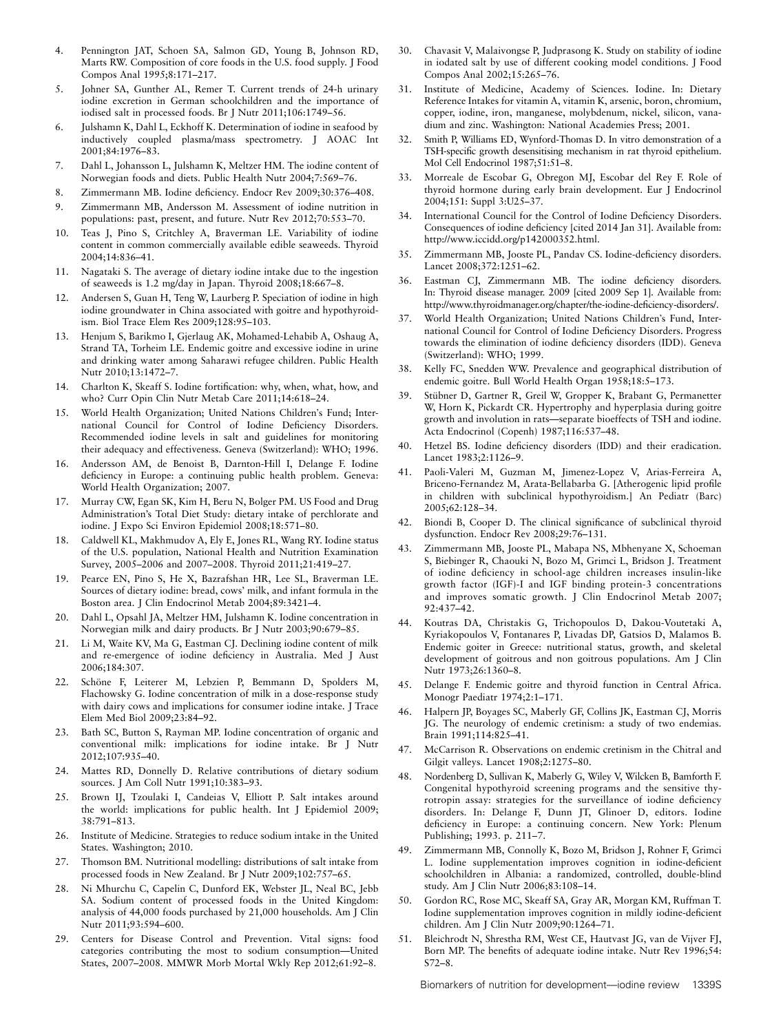4. Pennington JAT, Schoen SA, Salmon GD, Young B, Johnson RD, Marts RW. Composition of core foods in the U.S. food supply. J Food Compos Anal 1995;8:171–217.
5. Johner SA, Gunther AL, Remer T. Current trends of 24-h urinary iodine excretion in German schoolchildren and the importance of iodised salt in processed foods. Br J Nutr 2011;106:1749–56.
6. Julshamn K, Dahl L, Eckhoff K. Determination of iodine in seafood by inductively coupled plasma/mass spectrometry. J AOAC Int 2001;84:1976–83.
7. Dahl L, Johansson L, Julshamn K, Meltzer HM. The iodine content of Norwegian foods and diets. Public Health Nutr 2004;7:569–76.
8. Zimmermann MB. Iodine deficiency. Endocr Rev 2009;30:376–408.
9. Zimmermann MB, Andersson M. Assessment of iodine nutrition in populations: past, present, and future. Nutr Rev 2012;70:553–70.
10. Teas J, Pino S, Critchley A, Braverman LE. Variability of iodine content in common commercially available edible seaweeds. Thyroid 2004;14:836–41.
11. Nagataki S. The average of dietary iodine intake due to the ingestion of seaweeds is 1.2 mg/day in Japan. Thyroid 2008;18:667–8.
12. Andersen S, Guan H, Teng W, Laurberg P. Speciation of iodine in high iodine groundwater in China associated with goitre and hypothyroidism. Biol Trace Elem Res 2009;128:95–103.
13. Henjum S, Barikmo I, Gjerlaug AK, Mohamed-Lehabib A, Oshaug A, Strand TA, Torheim LE. Endemic goitre and excessive iodine in urine and drinking water among Saharawi refugee children. Public Health Nutr 2010;13:1472–7.
14. Charlton K, Skeaff S. Iodine fortification: why, when, what, how, and who? Curr Opin Clin Nutr Metab Care 2011;14:618–24.
15. World Health Organization; United Nations Children's Fund; International Council for Control of Iodine Deficiency Disorders. Recommended iodine levels in salt and guidelines for monitoring their adequacy and effectiveness. Geneva (Switzerland): WHO; 1996.
16. Andersson AM, de Benoist B, Darnton-Hill I, Delange F. Iodine deficiency in Europe: a continuing public health problem. Geneva: World Health Organization; 2007.
17. Murray CW, Egan SK, Kim H, Beru N, Bolger PM. US Food and Drug Administration's Total Diet Study: dietary intake of perchlorate and iodine. J Expo Sci Environ Epidemiol 2008;18:571–80.
18. Caldwell KL, Makhmudov A, Ely E, Jones RL, Wang RY. Iodine status of the U.S. population, National Health and Nutrition Examination Survey, 2005–2006 and 2007–2008. Thyroid 2011;21:419–27.
19. Pearce EN, Pino S, He X, Bazrafshan HR, Lee SL, Braverman LE. Sources of dietary iodine: bread, cows' milk, and infant formula in the Boston area. J Clin Endocrinol Metab 2004;89:3421–4.
20. Dahl L, Opsahl JA, Meltzer HM, Julshamn K. Iodine concentration in Norwegian milk and dairy products. Br J Nutr 2003;90:679–85.
21. Li M, Waite KV, Ma G, Eastman CJ. Declining iodine content of milk and re-emergence of iodine deficiency in Australia. Med J Aust 2006;184:307.
22. Schöne F, Leiterer M, Lebzien P, Bemmann D, Spolders M, Flachowsky G. Iodine concentration of milk in a dose-response study with dairy cows and implications for consumer iodine intake. J Trace Elem Med Biol 2009;23:84–92.
23. Bath SC, Button S, Rayman MP. Iodine concentration of organic and conventional milk: implications for iodine intake. Br J Nutr 2012;107:935–40.
24. Mattes RD, Donnelly D. Relative contributions of dietary sodium sources. J Am Coll Nutr 1991;10:383–93.
25. Brown IJ, Tzoulaki I, Candeias V, Elliott P. Salt intakes around the world: implications for public health. Int J Epidemiol 2009; 38:791–813.
26. Institute of Medicine. Strategies to reduce sodium intake in the United States. Washington; 2010.
27. Thomson BM. Nutritional modelling: distributions of salt intake from processed foods in New Zealand. Br J Nutr 2009;102:757–65.
28. Ni Mhurchu C, Capelin C, Dunford EK, Webster JL, Neal BC, Jebb SA. Sodium content of processed foods in the United Kingdom: analysis of 44,000 foods purchased by 21,000 households. Am J Clin Nutr 2011;93:594–600.
29. Centers for Disease Control and Prevention. Vital signs: food categories contributing the most to sodium consumption—United States, 2007–2008. MMWR Morb Mortal Wkly Rep 2012;61:92–8.
30. Chavasit V, Malaivongse P, Judprasong K. Study on stability of iodine in iodated salt by use of different cooking model conditions. J Food Compos Anal 2002;15:265–76.
31. Institute of Medicine, Academy of Sciences. Iodine. In: Dietary Reference Intakes for vitamin A, vitamin K, arsenic, boron, chromium, copper, iodine, iron, manganese, molybdenum, nickel, silicon, vanadium and zinc. Washington: National Academies Press; 2001.
32. Smith P, Williams ED, Wynford-Thomas D. In vitro demonstration of a TSH-specific growth desensitising mechanism in rat thyroid epithelium. Mol Cell Endocrinol 1987;51:51–8.
33. Morreale de Escobar G, Obregon MJ, Escobar del Rey F. Role of thyroid hormone during early brain development. Eur J Endocrinol 2004;151: Suppl 3:U25–37.
34. International Council for the Control of Iodine Deficiency Disorders. Consequences of iodine deficiency [cited 2014 Jan 31]. Available from: http://www.iccidd.org/p142000352.html.
35. Zimmermann MB, Jooste PL, Pandav CS. Iodine-deficiency disorders. Lancet 2008;372:1251–62.
36. Eastman CJ, Zimmermann MB. The iodine deficiency disorders. In: Thyroid disease manager. 2009 [cited 2009 Sep 1]. Available from: http://www.thyroidmanager.org/chapter/the-iodine-deficiency-disorders/.
37. World Health Organization; United Nations Children's Fund, International Council for Control of Iodine Deficiency Disorders. Progress towards the elimination of iodine deficiency disorders (IDD). Geneva (Switzerland): WHO; 1999.
38. Kelly FC, Snedden WW. Prevalence and geographical distribution of endemic goitre. Bull World Health Organ 1958;18:5–173.
39. Stübner D, Gartner R, Greil W, Gropper K, Brabant G, Permanetter W, Horn K, Pickardt CR. Hypertrophy and hyperplasia during goitre growth and involution in rats—separate bioeffects of TSH and iodine. Acta Endocrinol (Copenh) 1987;116:537–48.
40. Hetzel BS. Iodine deficiency disorders (IDD) and their eradication. Lancet 1983;2:1126–9.
41. Paoli-Valeri M, Guzman M, Jimenez-Lopez V, Arias-Ferreira A, Briceno-Fernandez M, Arata-Bellabarba G. [Atherogenic lipid profile in children with subclinical hypothyroidism.] An Pediatr (Barc) 2005;62:128–34.
42. Biondi B, Cooper D. The clinical significance of subclinical thyroid dysfunction. Endocr Rev 2008;29:76–131.
43. Zimmermann MB, Jooste PL, Mabapa NS, Mbhenyane X, Schoeman S, Biebinger R, Chaouki N, Bozo M, Grimci L, Bridson J. Treatment of iodine deficiency in school-age children increases insulin-like growth factor (IGF)-I and IGF binding protein-3 concentrations and improves somatic growth. J Clin Endocrinol Metab 2007; 92:437–42.
44. Koutras DA, Christakis G, Trichopoulos D, Dakou-Voutetaki A, Kyriakopoulos V, Fontanares P, Livadas DP, Gatsios D, Malamos B. Endemic goiter in Greece: nutritional status, growth, and skeletal development of goitrous and non goitrous populations. Am J Clin Nutr 1973;26:1360–8.
45. Delange F. Endemic goitre and thyroid function in Central Africa. Monogr Paediatr 1974;2:1–171.
46. Halpern JP, Boyages SC, Maberly GF, Collins JK, Eastman CJ, Morris JG. The neurology of endemic cretinism: a study of two endemias. Brain 1991;114:825–41.
47. McCarrison R. Observations on endemic cretinism in the Chitral and Gilgit valleys. Lancet 1908;2:1275–80.
48. Nordenberg D, Sullivan K, Maberly G, Wiley V, Wilcken B, Bamforth F. Congenital hypothyroid screening programs and the sensitive thyrotropin assay: strategies for the surveillance of iodine deficiency disorders. In: Delange F, Dunn JT, Glinoer D, editors. Iodine deficiency in Europe: a continuing concern. New York: Plenum Publishing; 1993. p. 211–7.
49. Zimmermann MB, Connolly K, Bozo M, Bridson J, Rohner F, Grimci L. Iodine supplementation improves cognition in iodine-deficient schoolchildren in Albania: a randomized, controlled, double-blind study. Am J Clin Nutr 2006;83:108–14.
50. Gordon RC, Rose MC, Skeaff SA, Gray AR, Morgan KM, Ruffman T. Iodine supplementation improves cognition in mildly iodine-deficient children. Am J Clin Nutr 2009;90:1264–71.
51. Bleichrodt N, Shrestha RM, West CE, Hautvast JG, van de Vijver FJ, Born MP. The benefits of adequate iodine intake. Nutr Rev 1996;54: S72–8.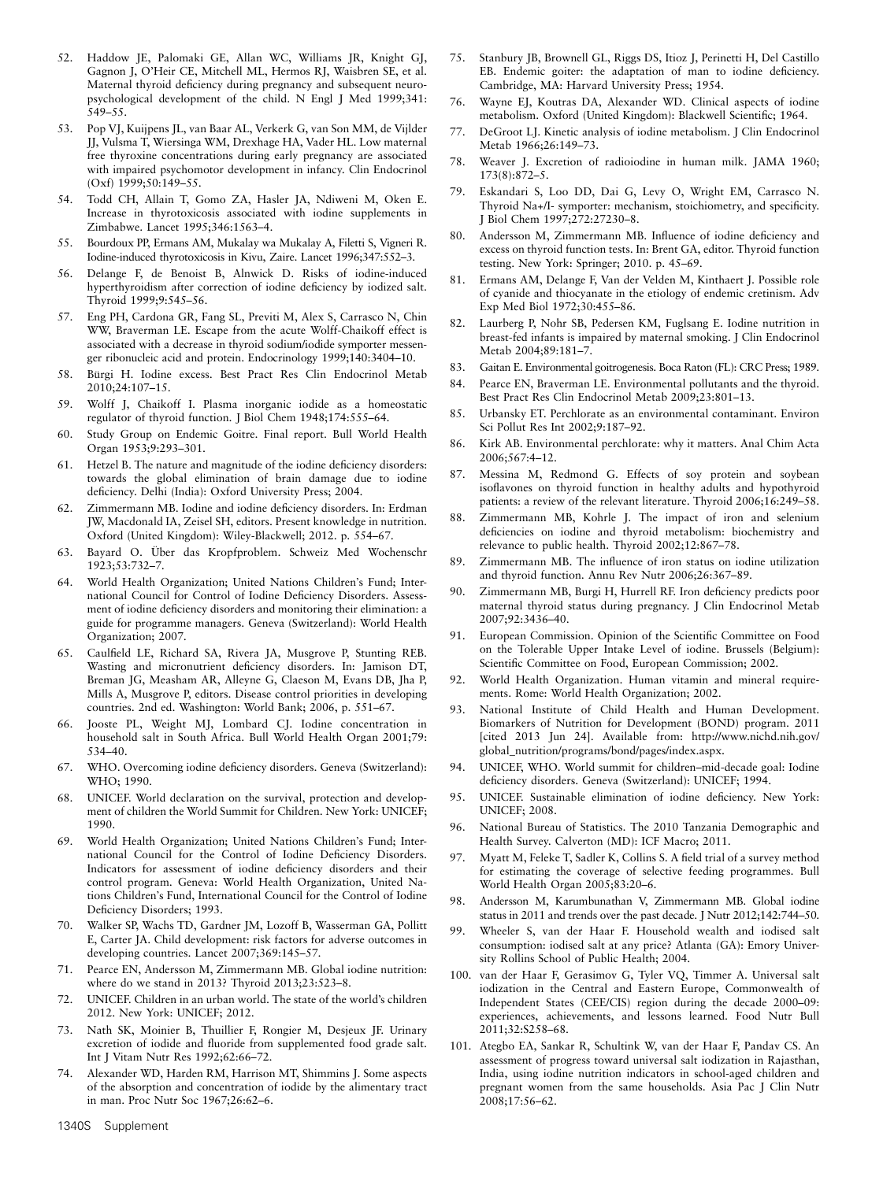52. Haddow JE, Palomaki GE, Allan WC, Williams JR, Knight GJ, Gagnon J, O'Heir CE, Mitchell ML, Hermos RJ, Waisbren SE, et al. Maternal thyroid deficiency during pregnancy and subsequent neuropsychological development of the child. N Engl J Med 1999;341: 549–55.
53. Pop VJ, Kuijpens JL, van Baar AL, Verkerk G, van Son MM, de Vijlder JJ, Vulsma T, Wiersinga WM, Drexhage HA, Vader HL. Low maternal free thyroxine concentrations during early pregnancy are associated with impaired psychomotor development in infancy. Clin Endocrinol (Oxf) 1999;50:149–55.
54. Todd CH, Allain T, Gomo ZA, Hasler JA, Ndiweni M, Oken E. Increase in thyrotoxicosis associated with iodine supplements in Zimbabwe. Lancet 1995;346:1563–4.
55. Bourdoux PP, Ermans AM, Mukalay wa Mukalay A, Filetti S, Vigneri R. Iodine-induced thyrotoxicosis in Kivu, Zaire. Lancet 1996;347:552–3.
56. Delange F, de Benoist B, Alnwick D. Risks of iodine-induced hyperthyroidism after correction of iodine deficiency by iodized salt. Thyroid 1999;9:545–56.
57. Eng PH, Cardona GR, Fang SL, Previti M, Alex S, Carrasco N, Chin WW, Braverman LE. Escape from the acute Wolff-Chaikoff effect is associated with a decrease in thyroid sodium/iodide symporter messenger ribonucleic acid and protein. Endocrinology 1999;140:3404–10.
58. Bürgi H. Iodine excess. Best Pract Res Clin Endocrinol Metab 2010;24:107–15.
59. Wolff J, Chaikoff I. Plasma inorganic iodide as a homeostatic regulator of thyroid function. J Biol Chem 1948;174:555–64.
60. Study Group on Endemic Goitre. Final report. Bull World Health Organ 1953;9:293–301.
61. Hetzel B. The nature and magnitude of the iodine deficiency disorders: towards the global elimination of brain damage due to iodine deficiency. Delhi (India): Oxford University Press; 2004.
62. Zimmermann MB. Iodine and iodine deficiency disorders. In: Erdman JW, Macdonald IA, Zeisel SH, editors. Present knowledge in nutrition. Oxford (United Kingdom): Wiley-Blackwell; 2012. p. 554–67.
63. Bayard O. Über das Kropfproblem. Schweiz Med Wochenschr 1923;53:732–7.
64. World Health Organization; United Nations Children's Fund; International Council for Control of Iodine Deficiency Disorders. Assessment of iodine deficiency disorders and monitoring their elimination: a guide for programme managers. Geneva (Switzerland): World Health Organization; 2007.
65. Caulfield LE, Richard SA, Rivera JA, Musgrove P, Stunting REB. Wasting and micronutrient deficiency disorders. In: Jamison DT, Breman JG, Measham AR, Alleyne G, Claeson M, Evans DB, Jha P, Mills A, Musgrove P, editors. Disease control priorities in developing countries. 2nd ed. Washington: World Bank; 2006, p. 551–67.
66. Jooste PL, Weight MJ, Lombard CJ. Iodine concentration in household salt in South Africa. Bull World Health Organ 2001;79: 534–40.
67. WHO. Overcoming iodine deficiency disorders. Geneva (Switzerland): WHO; 1990.
68. UNICEF. World declaration on the survival, protection and development of children the World Summit for Children. New York: UNICEF; 1990.
69. World Health Organization; United Nations Children's Fund; International Council for the Control of Iodine Deficiency Disorders. Indicators for assessment of iodine deficiency disorders and their control program. Geneva: World Health Organization, United Nations Children's Fund, International Council for the Control of Iodine Deficiency Disorders; 1993.
70. Walker SP, Wachs TD, Gardner JM, Lozoff B, Wasserman GA, Pollitt E, Carter JA. Child development: risk factors for adverse outcomes in developing countries. Lancet 2007;369:145–57.
71. Pearce EN, Andersson M, Zimmermann MB. Global iodine nutrition: where do we stand in 2013? Thyroid 2013;23:523–8.
72. UNICEF. Children in an urban world. The state of the world's children 2012. New York: UNICEF; 2012.
73. Nath SK, Moinier B, Thuillier F, Rongier M, Desjeux JF. Urinary excretion of iodide and fluoride from supplemented food grade salt. Int J Vitam Nutr Res 1992;62:66–72.
74. Alexander WD, Harden RM, Harrison MT, Shimmins J. Some aspects of the absorption and concentration of iodide by the alimentary tract in man. Proc Nutr Soc 1967;26:62–6.
75. Stanbury JB, Brownell GL, Riggs DS, Itioz J, Perinetti H, Del Castillo EB. Endemic goiter: the adaptation of man to iodine deficiency. Cambridge, MA: Harvard University Press; 1954.
76. Wayne EJ, Koutras DA, Alexander WD. Clinical aspects of iodine metabolism. Oxford (United Kingdom): Blackwell Scientific; 1964.
77. DeGroot LJ. Kinetic analysis of iodine metabolism. J Clin Endocrinol Metab 1966;26:149–73.
78. Weaver J. Excretion of radioiodine in human milk. JAMA 1960; 173(8):872–5.
79. Eskandari S, Loo DD, Dai G, Levy O, Wright EM, Carrasco N. Thyroid Na+/I- symporter: mechanism, stoichiometry, and specificity. J Biol Chem 1997;272:27230–8.
80. Andersson M, Zimmermann MB. Influence of iodine deficiency and excess on thyroid function tests. In: Brent GA, editor. Thyroid function testing. New York: Springer; 2010. p. 45–69.
81. Ermans AM, Delange F, Van der Velden M, Kinthaert J. Possible role of cyanide and thiocyanate in the etiology of endemic cretinism. Adv Exp Med Biol 1972;30:455–86.
82. Laurberg P, Nohr SB, Pedersen KM, Fuglsang E. Iodine nutrition in breast-fed infants is impaired by maternal smoking. J Clin Endocrinol Metab 2004;89:181–7.
83. Gaitan E. Environmental goitrogenesis. Boca Raton (FL): CRC Press; 1989.
84. Pearce EN, Braverman LE. Environmental pollutants and the thyroid. Best Pract Res Clin Endocrinol Metab 2009;23:801–13.
85. Urbansky ET. Perchlorate as an environmental contaminant. Environ Sci Pollut Res Int 2002;9:187–92.
86. Kirk AB. Environmental perchlorate: why it matters. Anal Chim Acta 2006;567:4–12.
87. Messina M, Redmond G. Effects of soy protein and soybean isoflavones on thyroid function in healthy adults and hypothyroid patients: a review of the relevant literature. Thyroid 2006;16:249–58.
88. Zimmermann MB, Kohrle J. The impact of iron and selenium deficiencies on iodine and thyroid metabolism: biochemistry and relevance to public health. Thyroid 2002;12:867–78.
89. Zimmermann MB. The influence of iron status on iodine utilization and thyroid function. Annu Rev Nutr 2006;26:367–89.
90. Zimmermann MB, Burgi H, Hurrell RF. Iron deficiency predicts poor maternal thyroid status during pregnancy. J Clin Endocrinol Metab 2007;92:3436–40.
91. European Commission. Opinion of the Scientific Committee on Food on the Tolerable Upper Intake Level of iodine. Brussels (Belgium): Scientific Committee on Food, European Commission; 2002.
92. World Health Organization. Human vitamin and mineral requirements. Rome: World Health Organization; 2002.
93. National Institute of Child Health and Human Development. Biomarkers of Nutrition for Development (BOND) program. 2011 [cited 2013 Jun 24]. Available from: http://www.nichd.nih.gov/global_nutrition/programs/bond/pages/index.aspx.
94. UNICEF, WHO. World summit for children–mid-decade goal: Iodine deficiency disorders. Geneva (Switzerland): UNICEF; 1994.
95. UNICEF. Sustainable elimination of iodine deficiency. New York: UNICEF; 2008.
96. National Bureau of Statistics. The 2010 Tanzania Demographic and Health Survey. Calverton (MD): ICF Macro; 2011.
97. Myatt M, Feleke T, Sadler K, Collins S. A field trial of a survey method for estimating the coverage of selective feeding programmes. Bull World Health Organ 2005;83:20–6.
98. Andersson M, Karumbunathan V, Zimmermann MB. Global iodine status in 2011 and trends over the past decade. J Nutr 2012;142:744–50.
99. Wheeler S, van der Haar F. Household wealth and iodised salt consumption: iodised salt at any price? Atlanta (GA): Emory University Rollins School of Public Health; 2004.
100. van der Haar F, Gerasimov G, Tyler VQ, Timmer A. Universal salt iodization in the Central and Eastern Europe, Commonwealth of Independent States (CEE/CIS) region during the decade 2000–09: experiences, achievements, and lessons learned. Food Nutr Bull 2011;32:S258–68.
101. Ategbo EA, Sankar R, Schultink W, van der Haar F, Pandav CS. An assessment of progress toward universal salt iodization in Rajasthan, India, using iodine nutrition indicators in school-aged children and pregnant women from the same households. Asia Pac J Clin Nutr 2008;17:56–62.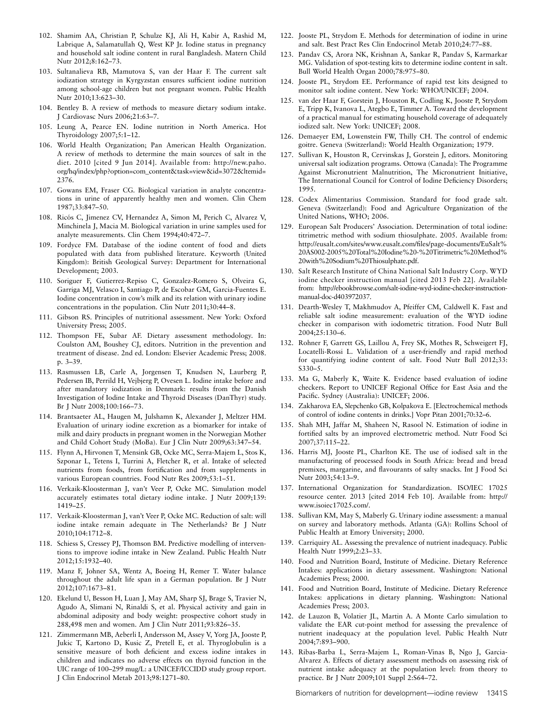102. Shamim AA, Christian P, Schulze KJ, Ali H, Kabir A, Rashid M, Labrique A, Salamatullah Q, West KP Jr. Iodine status in pregnancy and household salt iodine content in rural Bangladesh. Matern Child Nutr 2012;8:162–73.
103. Sultanalieva RB, Mamutova S, van der Haar F. The current salt iodization strategy in Kyrgyzstan ensures sufficient iodine nutrition among school-age children but not pregnant women. Public Health Nutr 2010;13:623–30.
104. Bentley B. A review of methods to measure dietary sodium intake. J Cardiovasc Nurs 2006;21:63–7.
105. Leung A, Pearce EN. Iodine nutrition in North America. Hot Thyroidology 2007;5:1–12.
106. World Health Organization; Pan American Health Organization. A review of methods to determine the main sources of salt in the diet. 2010 [cited 9 Jun 2014]. Available from: http://new.paho.org/hq/index/php?option=com_content&task=view&id=3072&ltemid=2376.
107. Gowans EM, Fraser CG. Biological variation in analyte concentrations in urine of apparently healthy men and women. Clin Chem 1987;33:847–50.
108. Ricós C, Jimenez CV, Hernandez A, Simon M, Perich C, Alvarez V, Minchinela J, Macia M. Biological variation in urine samples used for analyte measurements. Clin Chem 1994;40:472–7.
109. Fordyce FM. Database of the iodine content of food and diets populated with data from published literature. Keyworth (United Kingdom): British Geological Survey: Department for International Development; 2003.
110. Soriguer F, Gutierrez-Repiso C, Gonzalez-Romero S, Olveira G, Garriga MJ, Velasco I, Santiago P, de Escobar GM, Garcia-Fuentes E. Iodine concentration in cow's milk and its relation with urinary iodine concentrations in the population. Clin Nutr 2011;30:44–8.
111. Gibson RS. Principles of nutritional assessment. New York: Oxford University Press; 2005.
112. Thompson FE, Subar AF. Dietary assessment methodology. In: Coulston AM, Boushey CJ, editors. Nutrition in the prevention and treatment of disease. 2nd ed. London: Elsevier Academic Press; 2008. p. 3–39.
113. Rasmussen LB, Carle A, Jorgensen T, Knudsen N, Laurberg P, Pedersen IB, Perrild H, Vejbjerg P, Ovesen L. Iodine intake before and after mandatory iodization in Denmark: results from the Danish Investigation of Iodine Intake and Thyroid Diseases (DanThyr) study. Br J Nutr 2008;100:166–73.
114. Brantsaeter AL, Haugen M, Julshamn K, Alexander J, Meltzer HM. Evaluation of urinary iodine excretion as a biomarker for intake of milk and dairy products in pregnant women in the Norwegian Mother and Child Cohort Study (MoBa). Eur J Clin Nutr 2009;63:347–54.
115. Flynn A, Hirvonen T, Mensink GB, Ocke MC, Serra-Majem L, Stos K, Szponar L, Tetens I, Turrini A, Fletcher R, et al. Intake of selected nutrients from foods, from fortification and from supplements in various European countries. Food Nutr Res 2009;53:1–51.
116. Verkaik-Kloosterman J, van't Veer P, Ocke MC. Simulation model accurately estimates total dietary iodine intake. J Nutr 2009;139: 1419–25.
117. Verkaik-Kloosterman J, van't Veer P, Ocke MC. Reduction of salt: will iodine intake remain adequate in The Netherlands? Br J Nutr 2010;104:1712–8.
118. Schiess S, Cressey PJ, Thomson BM. Predictive modelling of interventions to improve iodine intake in New Zealand. Public Health Nutr 2012;15:1932–40.
119. Manz F, Johner SA, Wentz A, Boeing H, Remer T. Water balance throughout the adult life span in a German population. Br J Nutr 2012;107:1673–81.
120. Ekelund U, Besson H, Luan J, May AM, Sharp SJ, Brage S, Travier N, Agudo A, Slimani N, Rinaldi S, et al. Physical activity and gain in abdominal adiposity and body weight: prospective cohort study in 288,498 men and women. Am J Clin Nutr 2011;93:826–35.
121. Zimmermann MB, Aeberli I, Andersson M, Assey V, Yorg JA, Jooste P, Jukic T, Kartono D, Kusic Z, Pretell E, et al. Thyroglobulin is a sensitive measure of both deficient and excess iodine intakes in children and indicates no adverse effects on thyroid function in the UIC range of 100–299 mug/L: a UNICEF/ICCIDD study group report. J Clin Endocrinol Metab 2013;98:1271–80.
122. Jooste PL, Strydom E. Methods for determination of iodine in urine and salt. Best Pract Res Clin Endocrinol Metab 2010;24:77–88.
123. Pandav CS, Arora NK, Krishnan A, Sankar R, Pandav S, Karmarkar MG. Validation of spot-testing kits to determine iodine content in salt. Bull World Health Organ 2000;78:975–80.
124. Jooste PL, Strydom EE. Performance of rapid test kits designed to monitor salt iodine content. New York: WHO/UNICEF; 2004.
125. van der Haar F, Gorstein J, Houston R, Codling K, Jooste P, Strydom E, Tripp K, Ivanova L, Ategbo E, Timmer A. Toward the development of a practical manual for estimating household coverage of adequately iodized salt. New York: UNICEF; 2008.
126. Demaeyer EM, Lowenstein FW, Thilly CH. The control of endemic goitre. Geneva (Switzerland): World Health Organization; 1979.
127. Sullivan K, Houston R, Cervinskas J, Gorstein J, editors. Monitoring universal salt iodization programs. Ottowa (Canada): The Programme Against Micronutrient Malnutrition, The Micronutrient Initiative, The International Council for Control of Iodine Deficiency Disorders; 1995.
128. Codex Alimentarius Commission. Standard for food grade salt. Geneva (Switzerland): Food and Agriculture Organization of the United Nations, WHO; 2006.
129. European Salt Producers' Association. Determination of total iodine: titrimetric method with sodium thiosulphate. 2005. Available from: http://eusalt.com/sites/www.eusalt.com/files/page-documents/EuSalt%20AS002-2005%20Total%20Iodine%20-%20Titrimetric%20Method%20with%20Sodium%20Thiosulphate.pdf.
130. Salt Research Institute of China National Salt Industry Corp. WYD iodine checker instruction manual [cited 2013 Feb 22]. Available from: http://ebookbrowse.com/salt-iodine-wyd-iodine-checker-instruction-manual-doc-d403972037.
131. Dearth-Wesley T, Makhmudov A, Pfeiffer CM, Caldwell K. Fast and reliable salt iodine measurement: evaluation of the WYD iodine checker in comparison with iodometric titration. Food Nutr Bull 2004;25:130–6.
132. Rohner F, Garrett GS, Laillou A, Frey SK, Mothes R, Schweigert FJ, Locatelli-Rossi L. Validation of a user-friendly and rapid method for quantifying iodine content of salt. Food Nutr Bull 2012;33: S330–5.
133. Ma G, Maberly K, Waite K. Evidence based evaluation of iodine checkers. Report to UNICEF Regional Office for East Asia and the Pacific. Sydney (Australia): UNICEF; 2006.
134. Zakharova EA, Slepchenko GB, Kolpakova E. [Electrochemical methods of control of iodine contents in drinks.] Vopr Pitan 2001;70:32–6.
135. Shah MH, Jaffar M, Shaheen N, Rasool N. Estimation of iodine in fortified salts by an improved electrometric method. Nutr Food Sci 2007;37:115–22.
136. Harris MJ, Jooste PL, Charlton KE. The use of iodised salt in the manufacturing of processed foods in South Africa: bread and bread premixes, margarine, and flavourants of salty snacks. Int J Food Sci Nutr 2003;54:13–9.
137. International Organization for Standardization. ISO/IEC 17025 resource center. 2013 [cited 2014 Feb 10]. Available from: http://www.isoiec17025.com/.
138. Sullivan KM, May S, Maberly G. Urinary iodine assessment: a manual on survey and laboratory methods. Atlanta (GA): Rollins School of Public Health at Emory University; 2000.
139. Carriquiry AL. Assessing the prevalence of nutrient inadequacy. Public Health Nutr 1999;2:23–33.
140. Food and Nutrition Board, Institute of Medicine. Dietary Reference Intakes: applications in dietary assessment. Washington: National Academies Press; 2000.
141. Food and Nutrition Board, Institute of Medicine. Dietary Reference Intakes: applications in dietary planning. Washington: National Academies Press; 2003.
142. de Lauzon B, Volatier JL, Martin A. A Monte Carlo simulation to validate the EAR cut-point method for assessing the prevalence of nutrient inadequacy at the population level. Public Health Nutr 2004;7:893–900.
143. Ribas-Barba L, Serra-Majem L, Roman-Vinas B, Ngo J, Garcia-Alvarez A. Effects of dietary assessment methods on assessing risk of nutrient intake adequacy at the population level: from theory to practice. Br J Nutr 2009;101 Suppl 2:S64–72.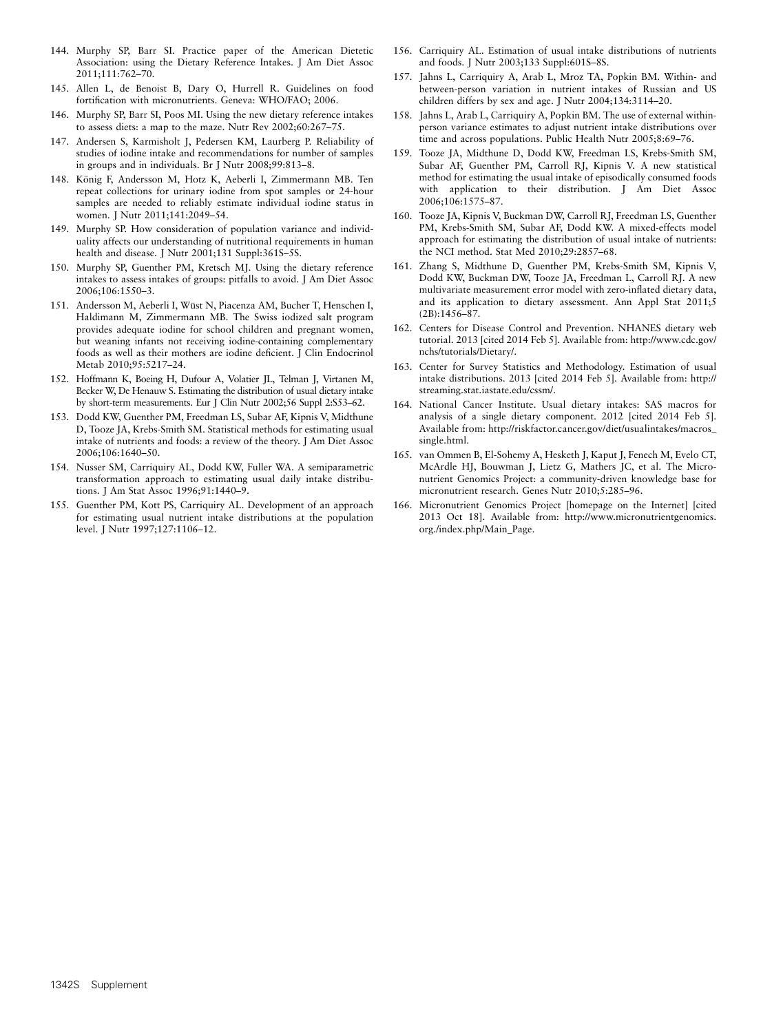144. Murphy SP, Barr SI. Practice paper of the American Dietetic Association: using the Dietary Reference Intakes. J Am Diet Assoc 2011;111:762–70.
145. Allen L, de Benoist B, Dary O, Hurrell R. Guidelines on food fortification with micronutrients. Geneva: WHO/FAO; 2006.
146. Murphy SP, Barr SI, Poos MI. Using the new dietary reference intakes to assess diets: a map to the maze. Nutr Rev 2002;60:267–75.
147. Andersen S, Karmisholt J, Pedersen KM, Laurberg P. Reliability of studies of iodine intake and recommendations for number of samples in groups and in individuals. Br J Nutr 2008;99:813–8.
148. König F, Andersson M, Hotz K, Aeberli I, Zimmermann MB. Ten repeat collections for urinary iodine from spot samples or 24-hour samples are needed to reliably estimate individual iodine status in women. J Nutr 2011;141:2049–54.
149. Murphy SP. How consideration of population variance and individuality affects our understanding of nutritional requirements in human health and disease. J Nutr 2001;131 Suppl:361S–5S.
150. Murphy SP, Guenther PM, Kretsch MJ. Using the dietary reference intakes to assess intakes of groups: pitfalls to avoid. J Am Diet Assoc 2006;106:1550–3.
151. Andersson M, Aeberli I, Wüst N, Piacenza AM, Bucher T, Henschen I, Haldimann M, Zimmermann MB. The Swiss iodized salt program provides adequate iodine for school children and pregnant women, but weaning infants not receiving iodine-containing complementary foods as well as their mothers are iodine deficient. J Clin Endocrinol Metab 2010;95:5217–24.
152. Hoffmann K, Boeing H, Dufour A, Volatier JL, Telman J, Virtanen M, Becker W, De Henauw S. Estimating the distribution of usual dietary intake by short-term measurements. Eur J Clin Nutr 2002;56 Suppl 2:S53–62.
153. Dodd KW, Guenther PM, Freedman LS, Subar AF, Kipnis V, Midthune D, Tooze JA, Krebs-Smith SM. Statistical methods for estimating usual intake of nutrients and foods: a review of the theory. J Am Diet Assoc 2006;106:1640–50.
154. Nusser SM, Carriquiry AL, Dodd KW, Fuller WA. A semiparametric transformation approach to estimating usual daily intake distributions. J Am Stat Assoc 1996;91:1440–9.
155. Guenther PM, Kott PS, Carriquiry AL. Development of an approach for estimating usual nutrient intake distributions at the population level. J Nutr 1997;127:1106–12.
156. Carriquiry AL. Estimation of usual intake distributions of nutrients and foods. J Nutr 2003;133 Suppl:601S–8S.
157. Jahns L, Carriquiry A, Arab L, Mroz TA, Popkin BM. Within- and between-person variation in nutrient intakes of Russian and US children differs by sex and age. J Nutr 2004;134:3114–20.
158. Jahns L, Arab L, Carriquiry A, Popkin BM. The use of external within-person variance estimates to adjust nutrient intake distributions over time and across populations. Public Health Nutr 2005;8:69–76.
159. Tooze JA, Midthune D, Dodd KW, Freedman LS, Krebs-Smith SM, Subar AF, Guenther PM, Carroll RJ, Kipnis V. A new statistical method for estimating the usual intake of episodically consumed foods with application to their distribution. J Am Diet Assoc 2006;106:1575–87.
160. Tooze JA, Kipnis V, Buckman DW, Carroll RJ, Freedman LS, Guenther PM, Krebs-Smith SM, Subar AF, Dodd KW. A mixed-effects model approach for estimating the distribution of usual intake of nutrients: the NCI method. Stat Med 2010;29:2857–68.
161. Zhang S, Midthune D, Guenther PM, Krebs-Smith SM, Kipnis V, Dodd KW, Buckman DW, Tooze JA, Freedman L, Carroll RJ. A new multivariate measurement error model with zero-inflated dietary data, and its application to dietary assessment. Ann Appl Stat 2011;5 (2B):1456–87.
162. Centers for Disease Control and Prevention. NHANES dietary web tutorial. 2013 [cited 2014 Feb 5]. Available from: http://www.cdc.gov/nchs/tutorials/Dietary/.
163. Center for Survey Statistics and Methodology. Estimation of usual intake distributions. 2013 [cited 2014 Feb 5]. Available from: http://streaming.stat.iastate.edu/cssm/.
164. National Cancer Institute. Usual dietary intakes: SAS macros for analysis of a single dietary component. 2012 [cited 2014 Feb 5]. Available from: http://riskfactor.cancer.gov/diet/usualintakes/macros_single.html.
165. van Ommen B, El-Sohemy A, Hesketh J, Kaput J, Fenech M, Evelo CT, McArdle HJ, Bouwman J, Lietz G, Mathers JC, et al. The Micronutrient Genomics Project: a community-driven knowledge base for micronutrient research. Genes Nutr 2010;5:285–96.
166. Micronutrient Genomics Project [homepage on the Internet] [cited 2013 Oct 18]. Available from: http://www.micronutrientgenomics.org./index.php/Main_Page.